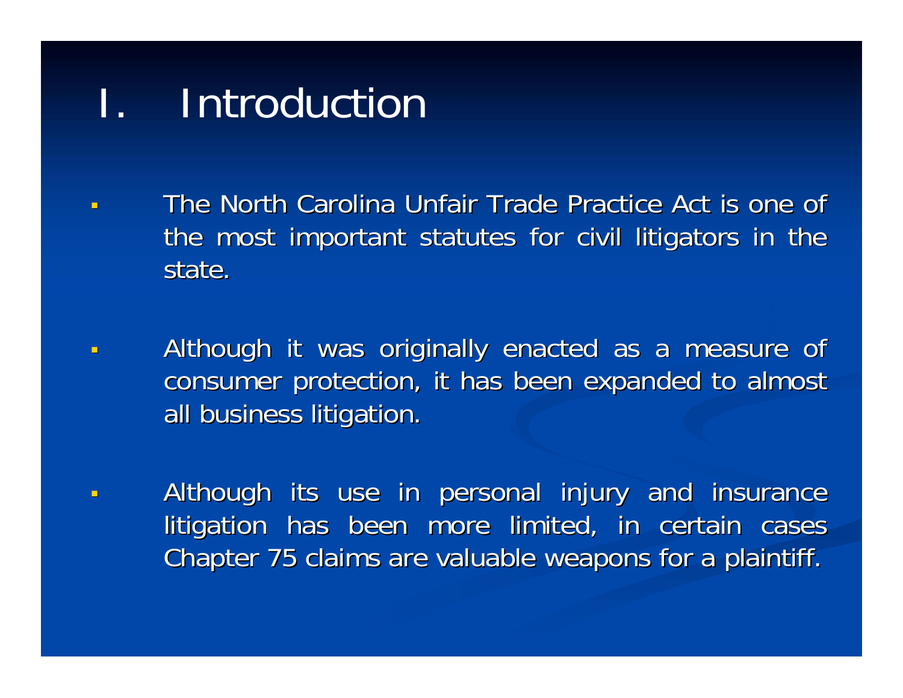# I. Introduction

- The North Carolina Unfair Trade Practice Act is one of the most important statutes for civil litigators in the state.

- Although it was originally enacted as a measure of consumer protection, it has been expanded to almost all business litigation.

- Although its use in personal injury and insurance litigation has been more limited, in certain cases Chapter 75 claims are valuable weapons for a plaintiff.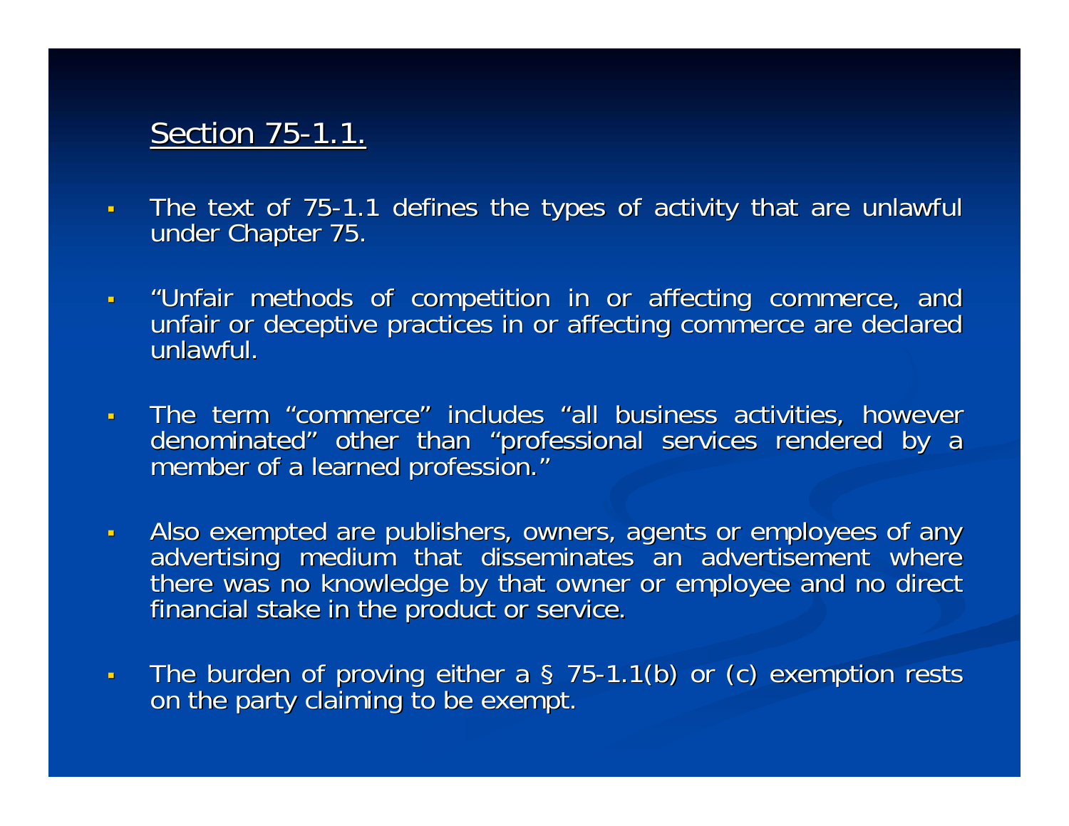## Section 75-1.1.

- The text of 75-1.1 defines the types of activity that are unlawful under Chapter 75.
- “Unfair methods of competition in or affecting commerce, and unfair or deceptive practices in or affecting commerce are declared unlawful.
- The term “commerce” includes “all business activities, however denominated” other than “professional services rendered by a member of a learned profession.”
- Also exempted are publishers, owners, agents or employees of any advertising medium that disseminates an advertisement where there was no knowledge by that owner or employee and no direct financial stake in the product or service.
- The burden of proving either a § 75-1.1(b) or (c) exemption rests on the party claiming to be exempt.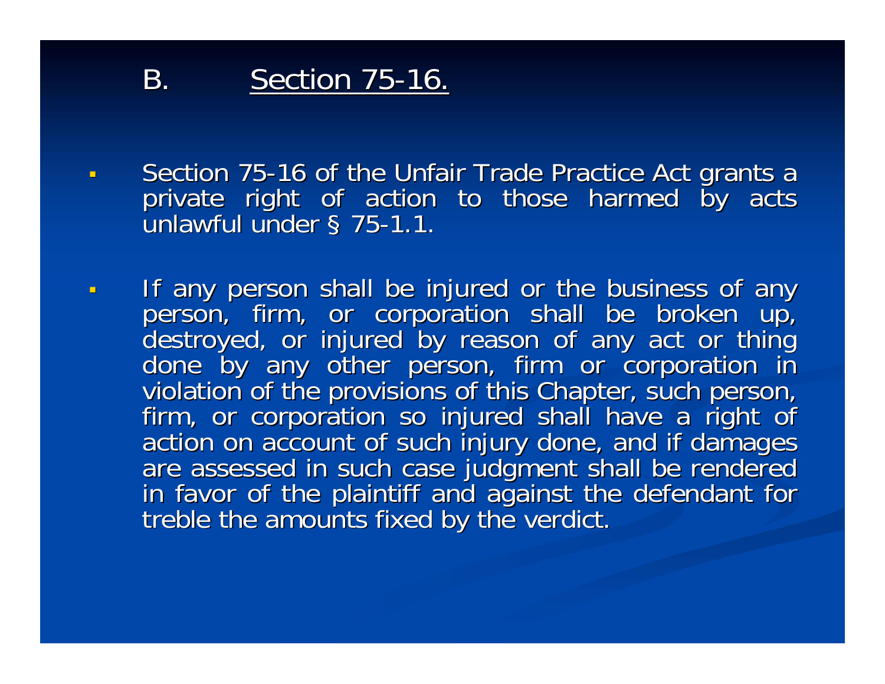## B. <u>Section 75-16.</u>

- Section 75-16 of the Unfair Trade Practice Act grants a private right of action to those harmed by acts unlawful under § 75-1.1.

- If any person shall be injured or the business of any person, firm, or corporation shall be broken up, destroyed, or injured by reason of any act or thing done by any other person, firm or corporation in violation of the provisions of this Chapter, such person, firm, or corporation so injured shall have a right of action on account of such injury done, and if damages are assessed in such case judgment shall be rendered in favor of the plaintiff and against the defendant for treble the amounts fixed by the verdict.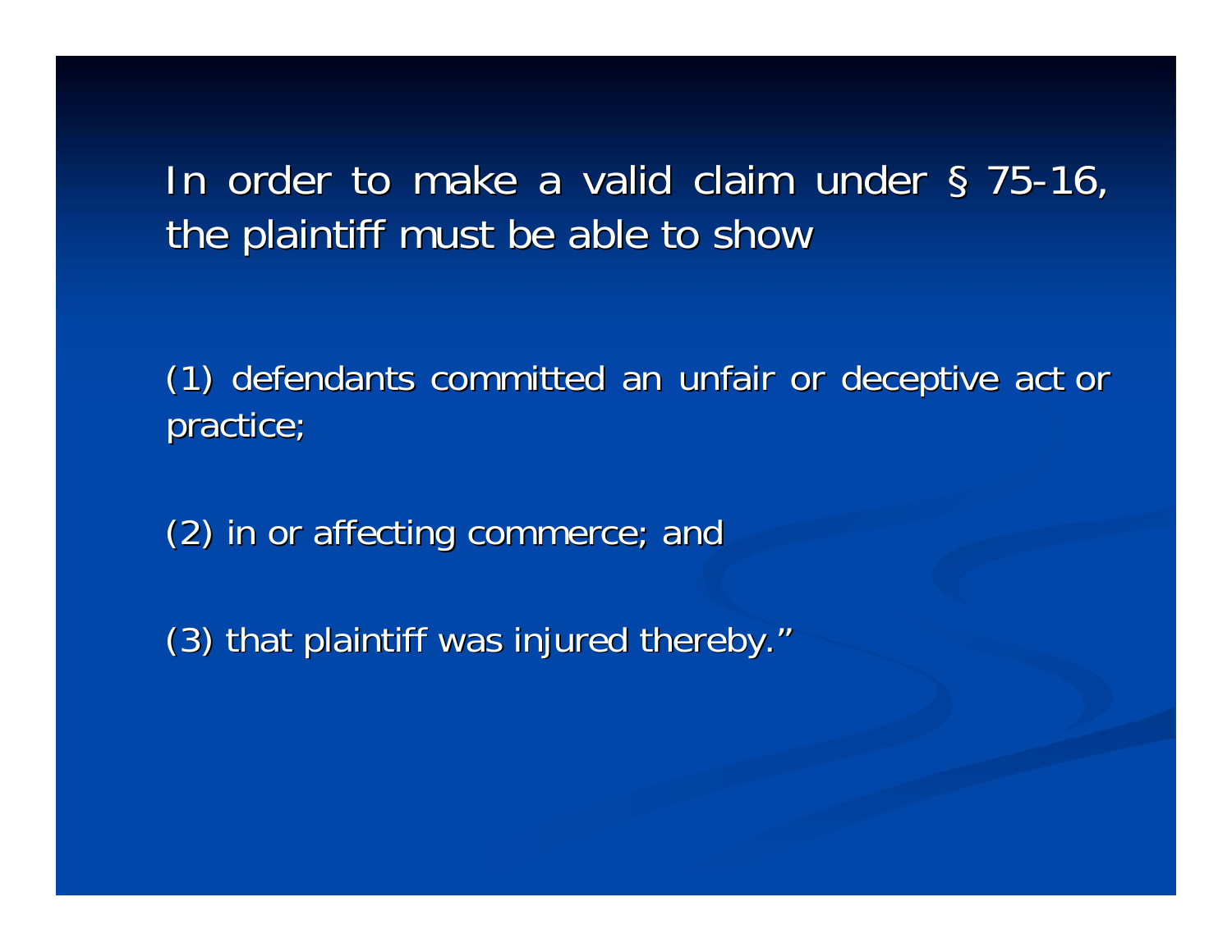In order to make a valid claim under § 75-16, the plaintiff must be able to show

(1) defendants committed an unfair or deceptive act or practice;

(2) in or affecting commerce; and

(3) that plaintiff was injured thereby."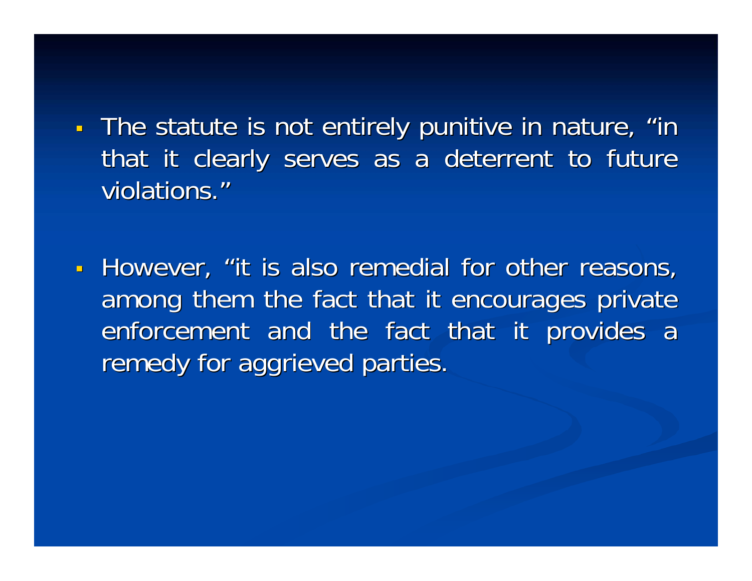- The statute is not entirely punitive in nature, "in that it clearly serves as a deterrent to future violations."

- However, "it is also remedial for other reasons, among them the fact that it encourages private enforcement and the fact that it provides a remedy for aggrieved parties.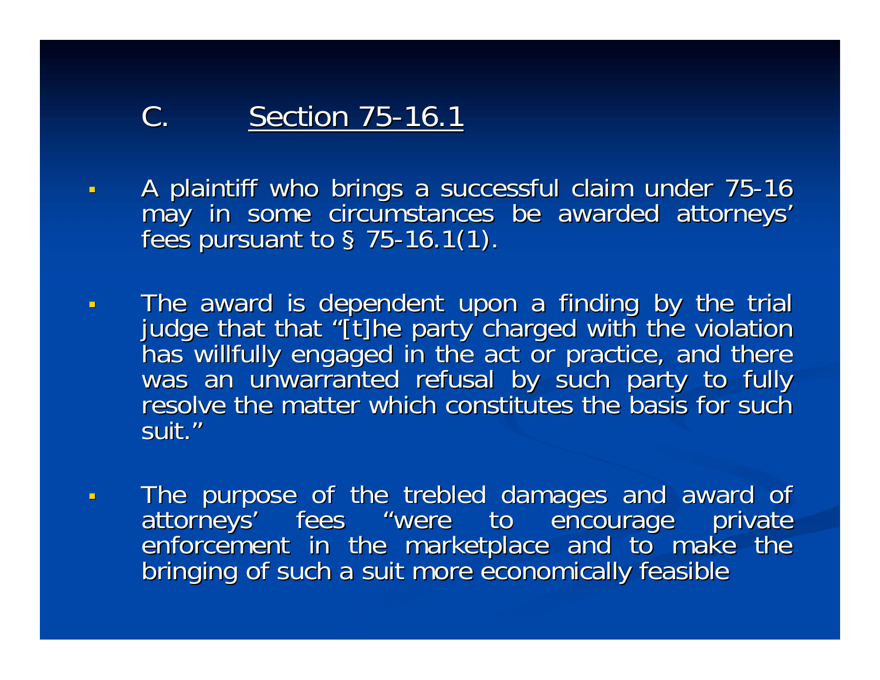## C. Section 75-16.1

- A plaintiff who brings a successful claim under 75-16 may in some circumstances be awarded attorneys' fees pursuant to § 75-16.1(1).
- The award is dependent upon a finding by the trial judge that that "[t]he party charged with the violation has willfully engaged in the act or practice, and there was an unwarranted refusal by such party to fully resolve the matter which constitutes the basis for such suit."
- The purpose of the trebled damages and award of attorneys' fees "were to encourage private enforcement in the marketplace and to make the bringing of such a suit more economically feasible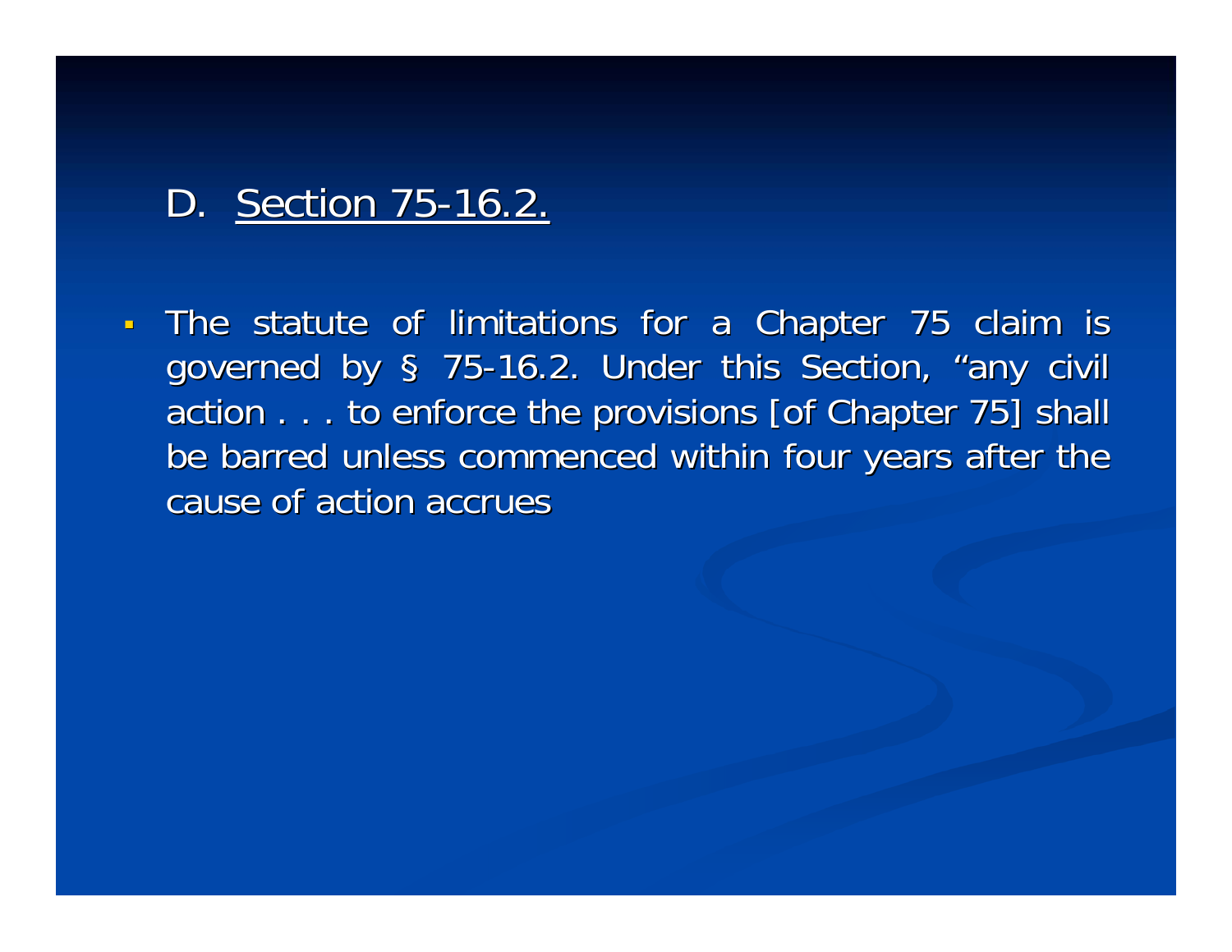## D. Section 75-16.2.

- The statute of limitations for a Chapter 75 claim is governed by § 75-16.2. Under this Section, "any civil action . . . to enforce the provisions [of Chapter 75] shall be barred unless commenced within four years after the cause of action accrues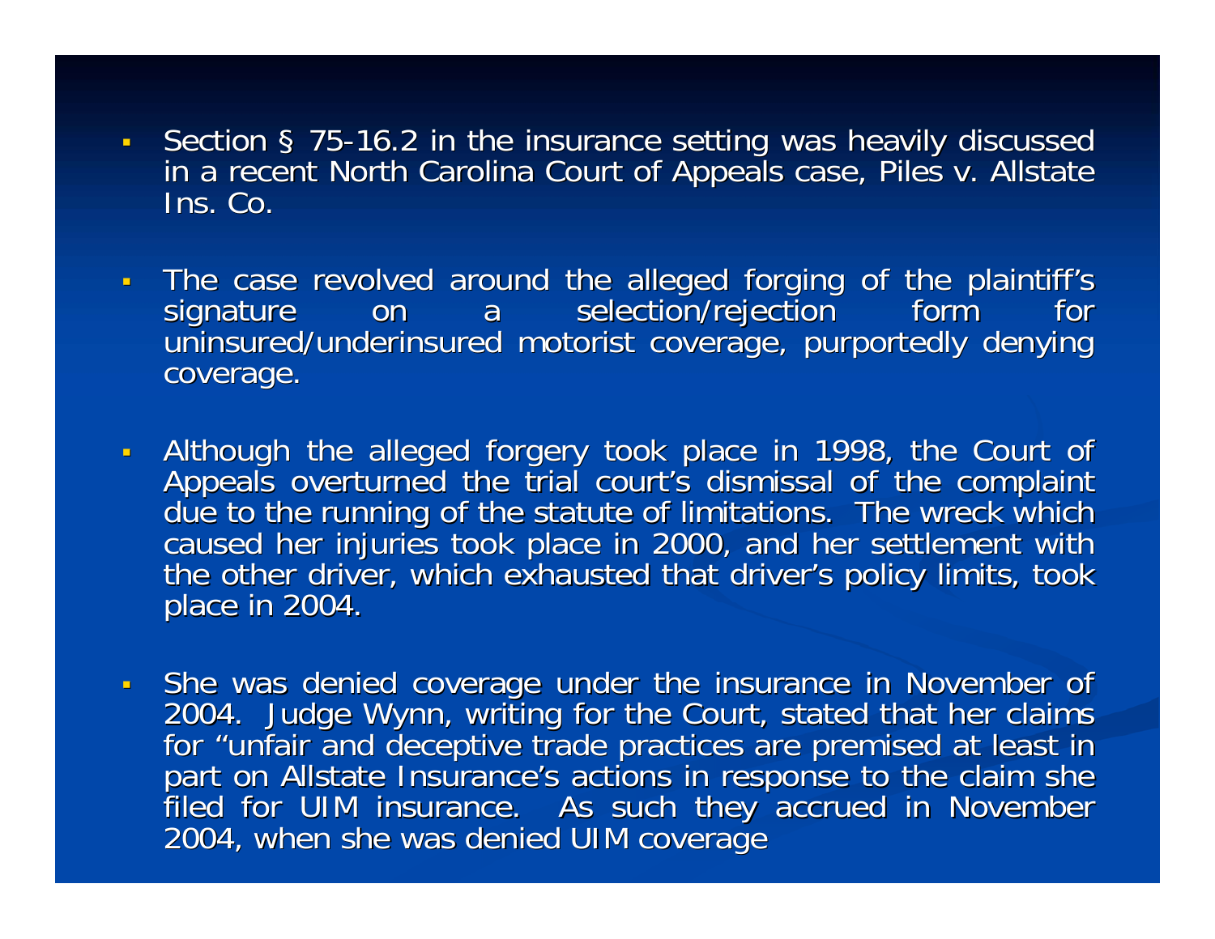- Section § 75-16.2 in the insurance setting was heavily discussed in a recent North Carolina Court of Appeals case, Piles v. Allstate Ins. Co.

- The case revolved around the alleged forging of the plaintiff's signature on a selection/rejection form for uninsured/underinsured motorist coverage, purportedly denying coverage.

- Although the alleged forgery took place in 1998, the Court of Appeals overturned the trial court's dismissal of the complaint due to the running of the statute of limitations. The wreck which caused her injuries took place in 2000, and her settlement with the other driver, which exhausted that driver's policy limits, took place in 2004.

- She was denied coverage under the insurance in November of 2004. Judge Wynn, writing for the Court, stated that her claims for "unfair and deceptive trade practices are premised at least in part on Allstate Insurance's actions in response to the claim she filed for UIM insurance. As such they accrued in November 2004, when she was denied UIM coverage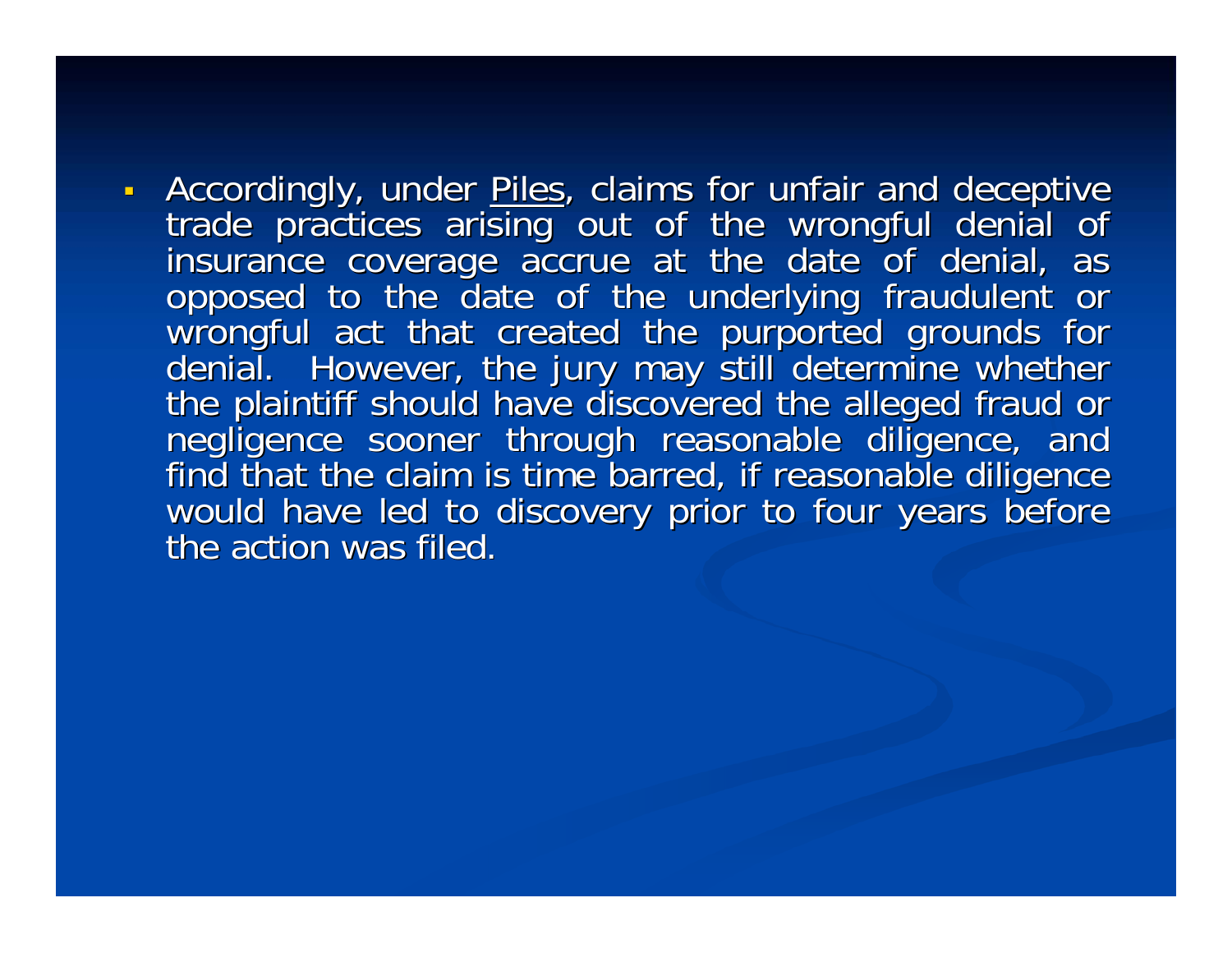- Accordingly, under Piles, claims for unfair and deceptive trade practices arising out of the wrongful denial of insurance coverage accrue at the date of denial, as opposed to the date of the underlying fraudulent or wrongful act that created the purported grounds for denial. However, the jury may still determine whether the plaintiff should have discovered the alleged fraud or negligence sooner through reasonable diligence, and find that the claim is time barred, if reasonable diligence would have led to discovery prior to four years before the action was filed.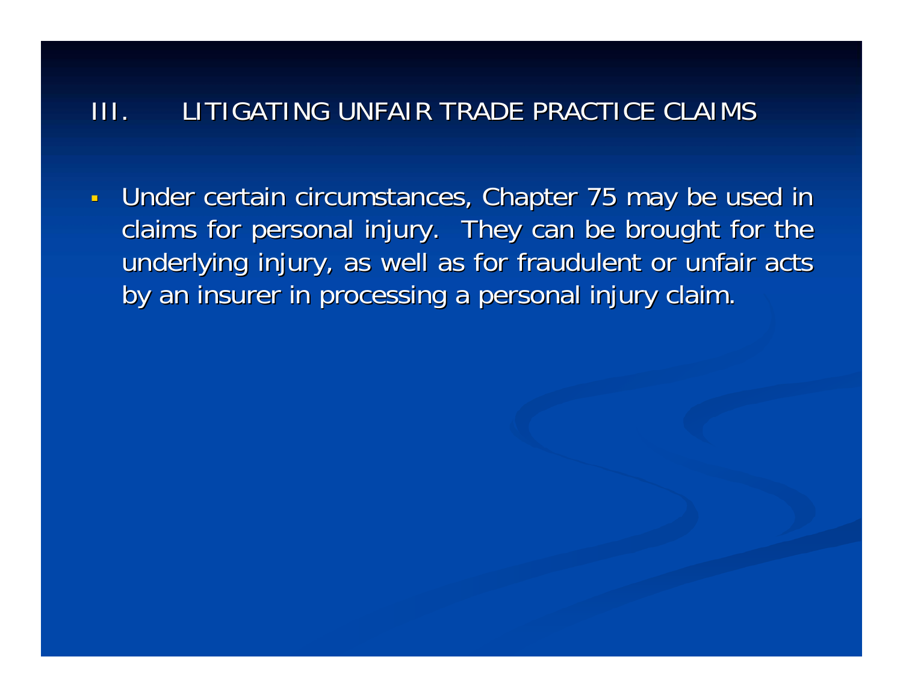## III. LITIGATING UNFAIR TRADE PRACTICE CLAIMS

- Under certain circumstances, Chapter 75 may be used in claims for personal injury. They can be brought for the underlying injury, as well as for fraudulent or unfair acts by an insurer in processing a personal injury claim.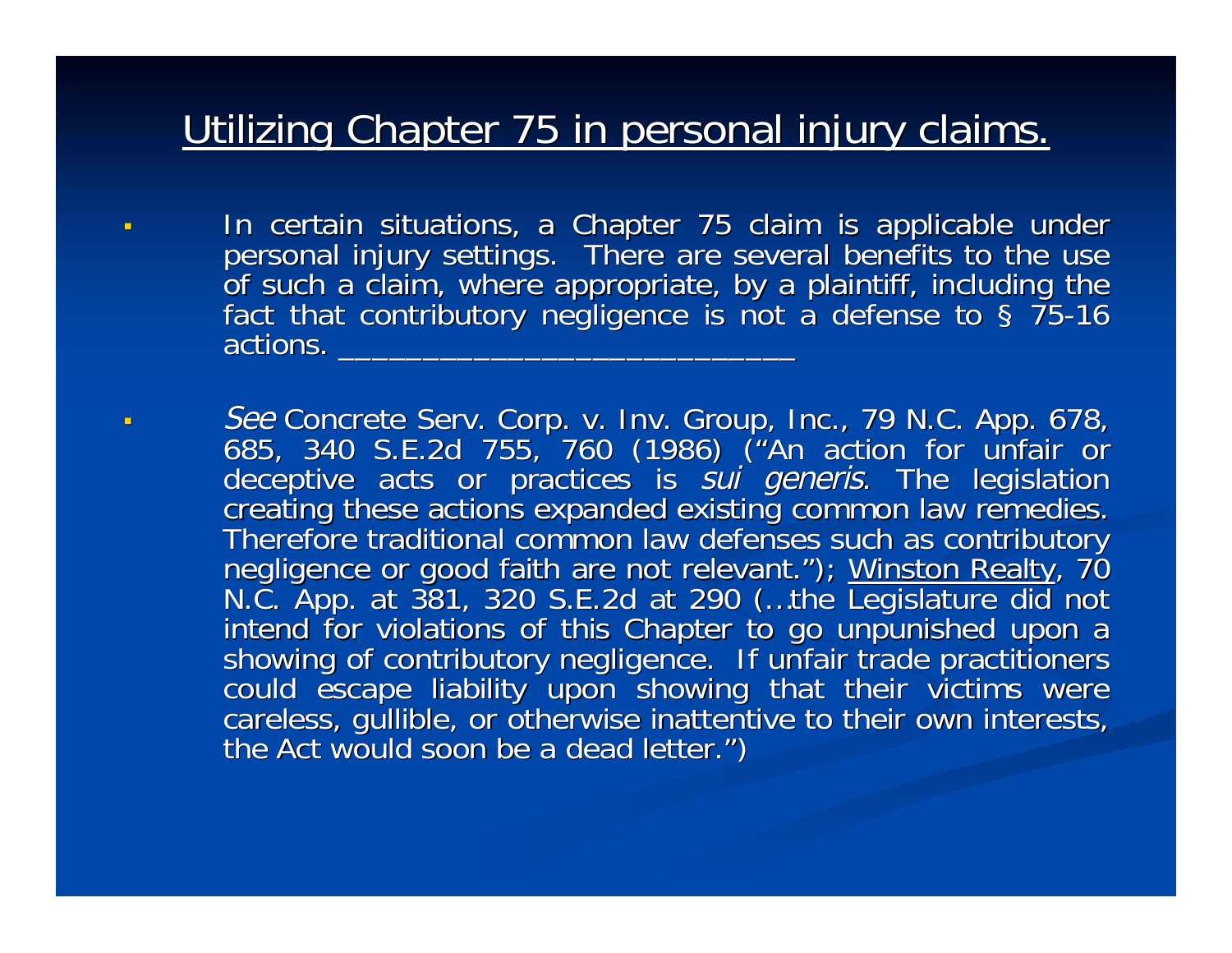## Utilizing Chapter 75 in personal injury claims.

- In certain situations, a Chapter 75 claim is applicable under personal injury settings. There are several benefits to the use of such a claim, where appropriate, by a plaintiff, including the fact that contributory negligence is not a defense to § 75-16 actions. ___________________________

- *See* Concrete Serv. Corp. v. Inv. Group, Inc., 79 N.C. App. 678, 685, 340 S.E.2d 755, 760 (1986) ("An action for unfair or deceptive acts or practices is *sui generis*. The legislation creating these actions expanded existing common law remedies. Therefore traditional common law defenses such as contributory negligence or good faith are not relevant."); Winston Realty, 70 N.C. App. at 381, 320 S.E.2d at 290 (…the Legislature did not intend for violations of this Chapter to go unpunished upon a showing of contributory negligence. If unfair trade practitioners could escape liability upon showing that their victims were careless, gullible, or otherwise inattentive to their own interests, the Act would soon be a dead letter.")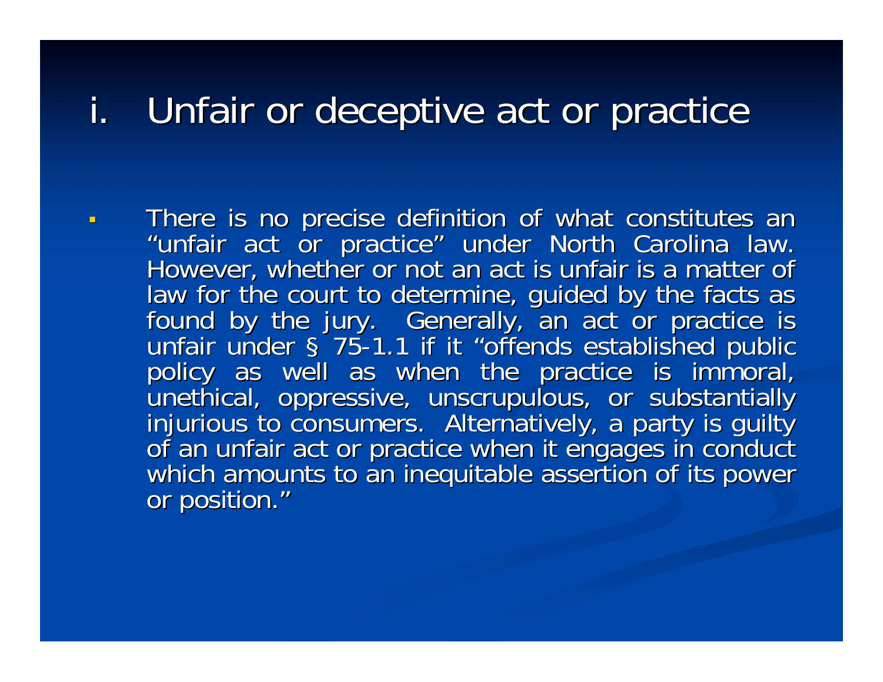# i. Unfair or deceptive act or practice

- There is no precise definition of what constitutes an "unfair act or practice" under North Carolina law. However, whether or not an act is unfair is a matter of law for the court to determine, guided by the facts as found by the jury. Generally, an act or practice is unfair under § 75-1.1 if it "offends established public policy as well as when the practice is immoral, unethical, oppressive, unscrupulous, or substantially injurious to consumers. Alternatively, a party is guilty of an unfair act or practice when it engages in conduct which amounts to an inequitable assertion of its power or position."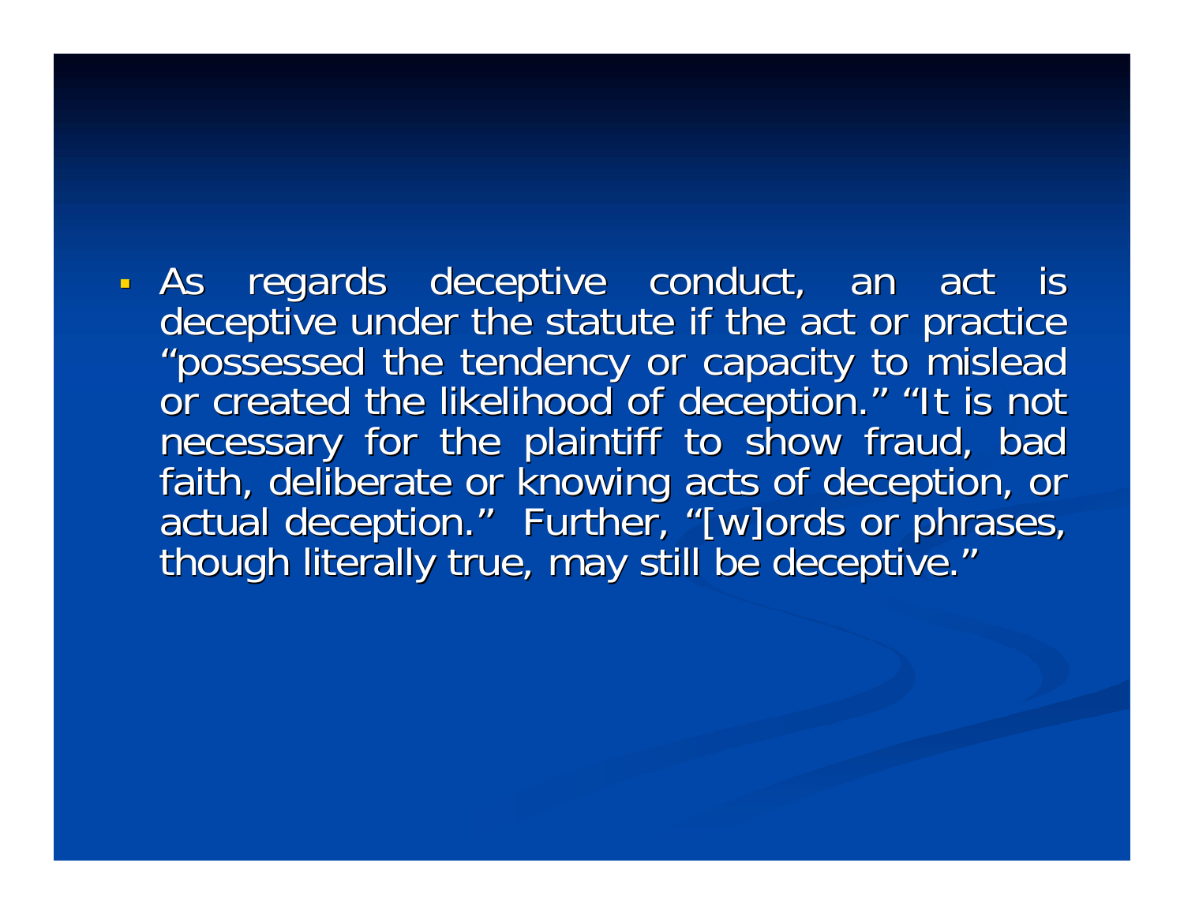- As regards deceptive conduct, an act is deceptive under the statute if the act or practice "possessed the tendency or capacity to mislead or created the likelihood of deception." "It is not necessary for the plaintiff to show fraud, bad faith, deliberate or knowing acts of deception, or actual deception." Further, "[w]ords or phrases, though literally true, may still be deceptive."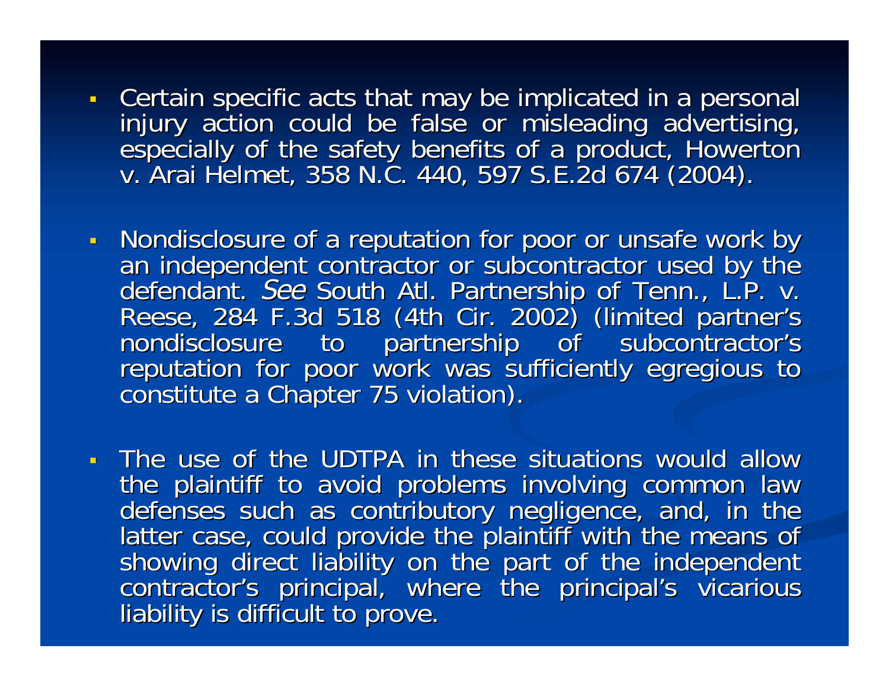- Certain specific acts that may be implicated in a personal injury action could be false or misleading advertising, especially of the safety benefits of a product, Howerton v. Arai Helmet, 358 N.C. 440, 597 S.E.2d 674 (2004).

- Nondisclosure of a reputation for poor or unsafe work by an independent contractor or subcontractor used by the defendant. *See* South Atl. Partnership of Tenn., L.P. v. Reese, 284 F.3d 518 (4th Cir. 2002) (limited partner's nondisclosure to partnership of subcontractor's reputation for poor work was sufficiently egregious to constitute a Chapter 75 violation).

- The use of the UDTPA in these situations would allow the plaintiff to avoid problems involving common law defenses such as contributory negligence, and, in the latter case, could provide the plaintiff with the means of showing direct liability on the part of the independent contractor's principal, where the principal's vicarious liability is difficult to prove.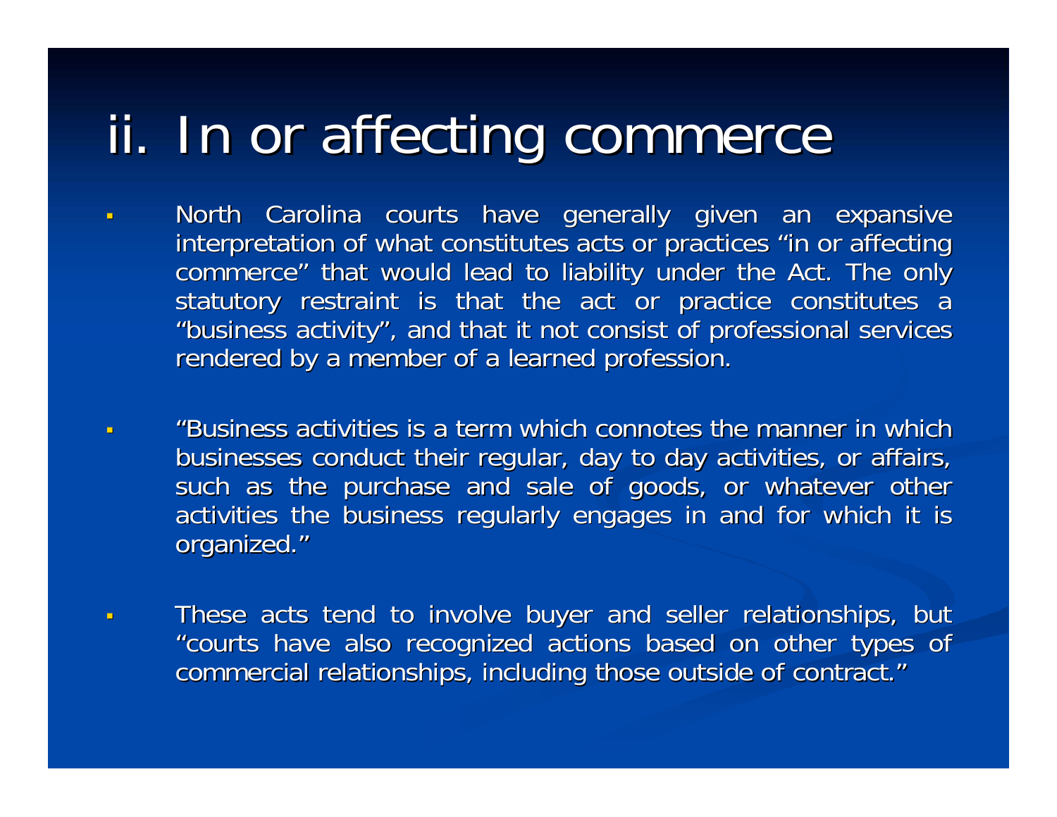# ii. In or affecting commerce

- North Carolina courts have generally given an expansive interpretation of what constitutes acts or practices "in or affecting commerce" that would lead to liability under the Act. The only statutory restraint is that the act or practice constitutes a "business activity", and that it not consist of professional services rendered by a member of a learned profession.

- "Business activities is a term which connotes the manner in which businesses conduct their regular, day to day activities, or affairs, such as the purchase and sale of goods, or whatever other activities the business regularly engages in and for which it is organized."

- These acts tend to involve buyer and seller relationships, but "courts have also recognized actions based on other types of commercial relationships, including those outside of contract."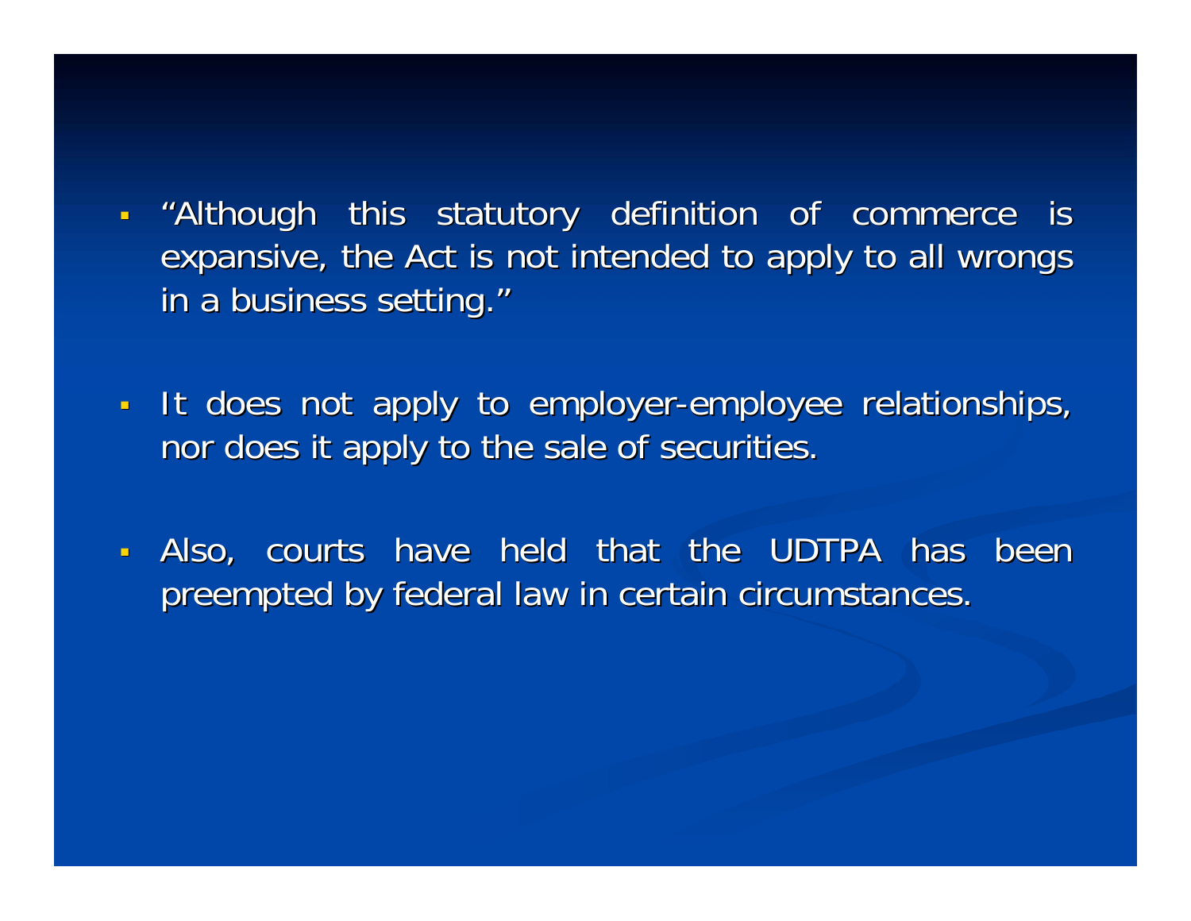- "Although this statutory definition of commerce is expansive, the Act is not intended to apply to all wrongs in a business setting."

- It does not apply to employer-employee relationships, nor does it apply to the sale of securities.

- Also, courts have held that the UDTPA has been preempted by federal law in certain circumstances.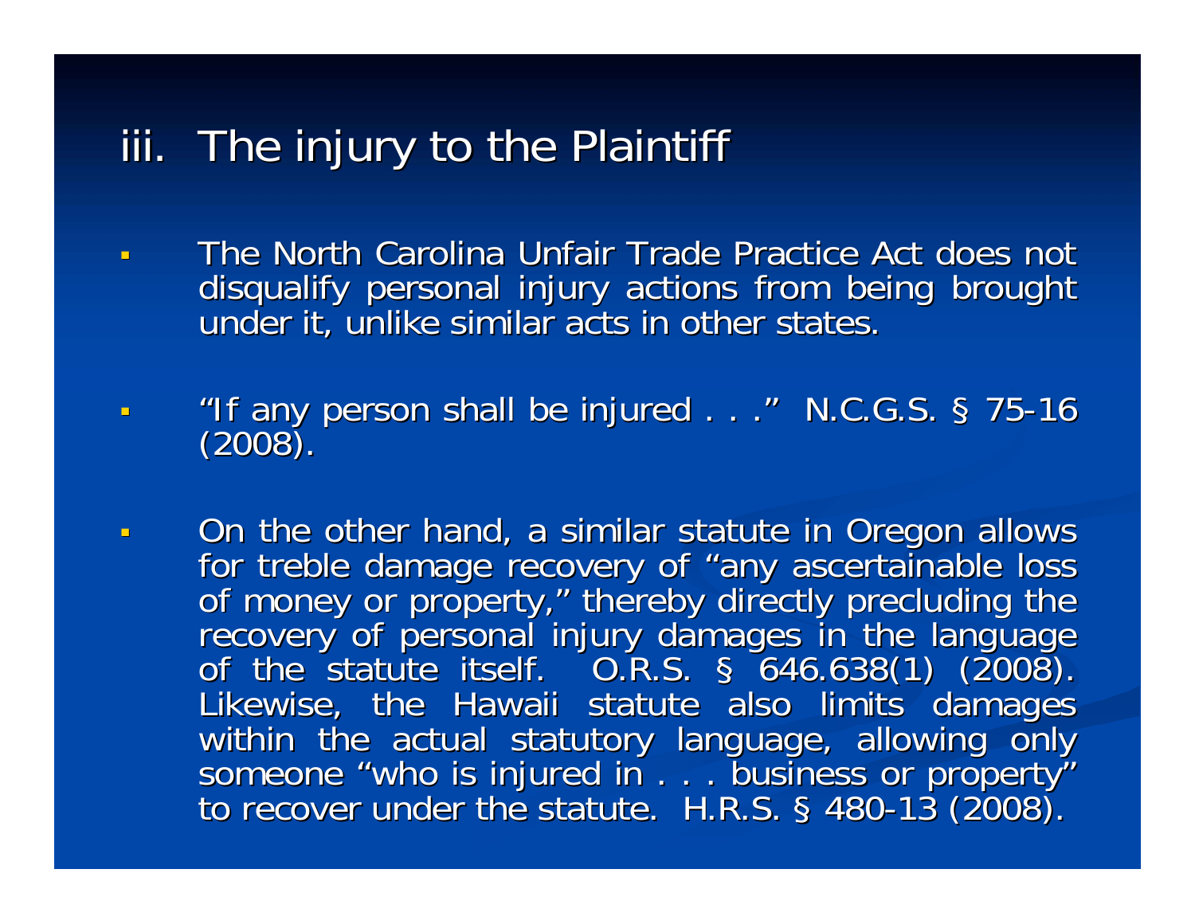## iii. The injury to the Plaintiff

- The North Carolina Unfair Trade Practice Act does not disqualify personal injury actions from being brought under it, unlike similar acts in other states.

- "If any person shall be injured . . ." N.C.G.S. § 75-16 (2008).

- On the other hand, a similar statute in Oregon allows for treble damage recovery of "any ascertainable loss of money or property," thereby directly precluding the recovery of personal injury damages in the language of the statute itself. O.R.S. § 646.638(1) (2008). Likewise, the Hawaii statute also limits damages within the actual statutory language, allowing only someone "who is injured in . . . business or property" to recover under the statute. H.R.S. § 480-13 (2008).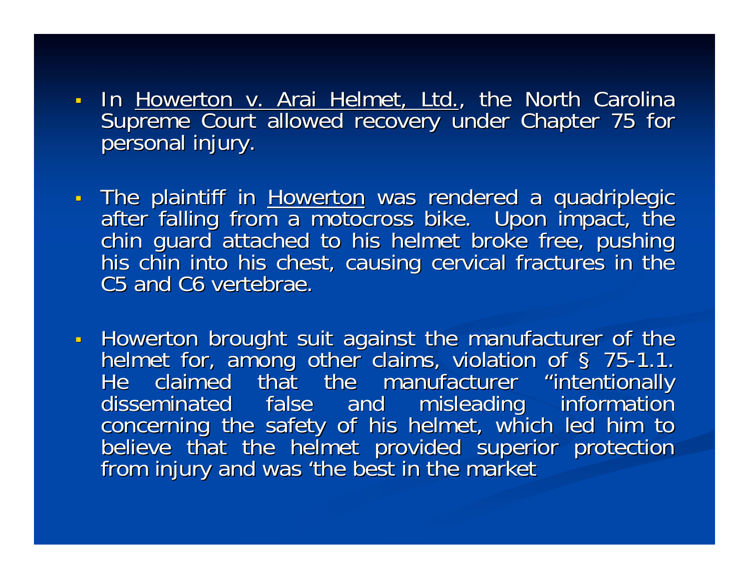- In Howerton v. Arai Helmet, Ltd., the North Carolina Supreme Court allowed recovery under Chapter 75 for personal injury.

- The plaintiff in Howerton was rendered a quadriplegic after falling from a motocross bike. Upon impact, the chin guard attached to his helmet broke free, pushing his chin into his chest, causing cervical fractures in the C5 and C6 vertebrae.

- Howerton brought suit against the manufacturer of the helmet for, among other claims, violation of § 75-1.1. He claimed that the manufacturer "intentionally disseminated false and misleading information concerning the safety of his helmet, which led him to believe that the helmet provided superior protection from injury and was 'the best in the market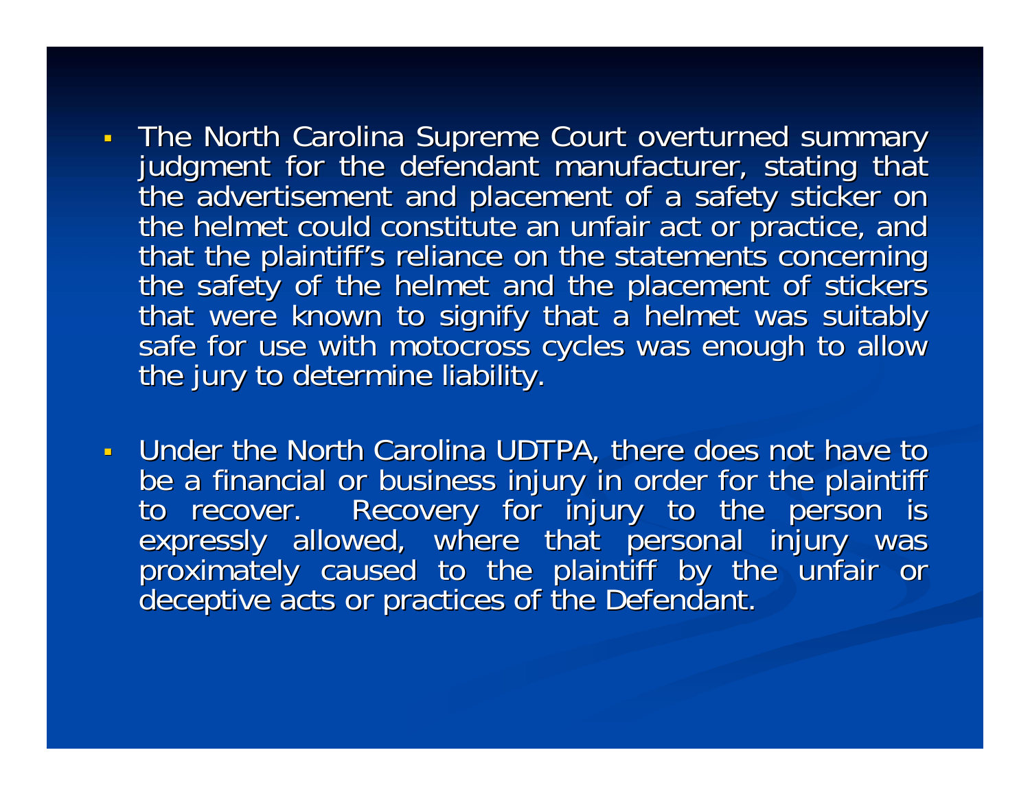- The North Carolina Supreme Court overturned summary judgment for the defendant manufacturer, stating that the advertisement and placement of a safety sticker on the helmet could constitute an unfair act or practice, and that the plaintiff's reliance on the statements concerning the safety of the helmet and the placement of stickers that were known to signify that a helmet was suitably safe for use with motocross cycles was enough to allow the jury to determine liability.

- Under the North Carolina UDTPA, there does not have to be a financial or business injury in order for the plaintiff to recover. Recovery for injury to the person is expressly allowed, where that personal injury was proximately caused to the plaintiff by the unfair or deceptive acts or practices of the Defendant.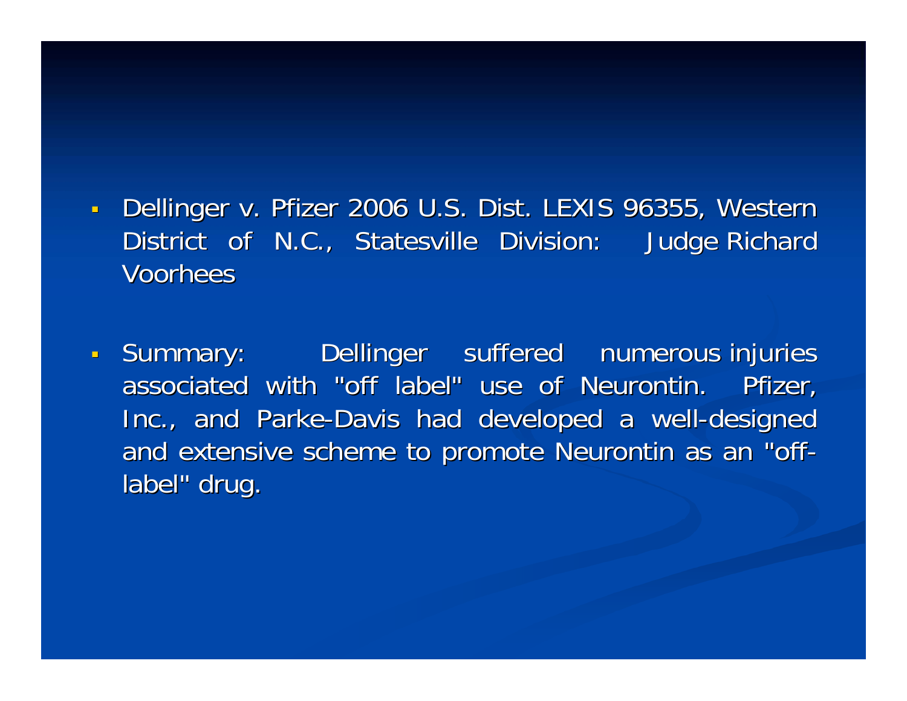- Dellinger v. Pfizer 2006 U.S. Dist. LEXIS 96355, Western District of N.C., Statesville Division: Judge Richard Voorhees

- Summary: Dellinger suffered numerous injuries associated with "off label" use of Neurontin. Pfizer, Inc., and Parke-Davis had developed a well-designed and extensive scheme to promote Neurontin as an "off-label" drug.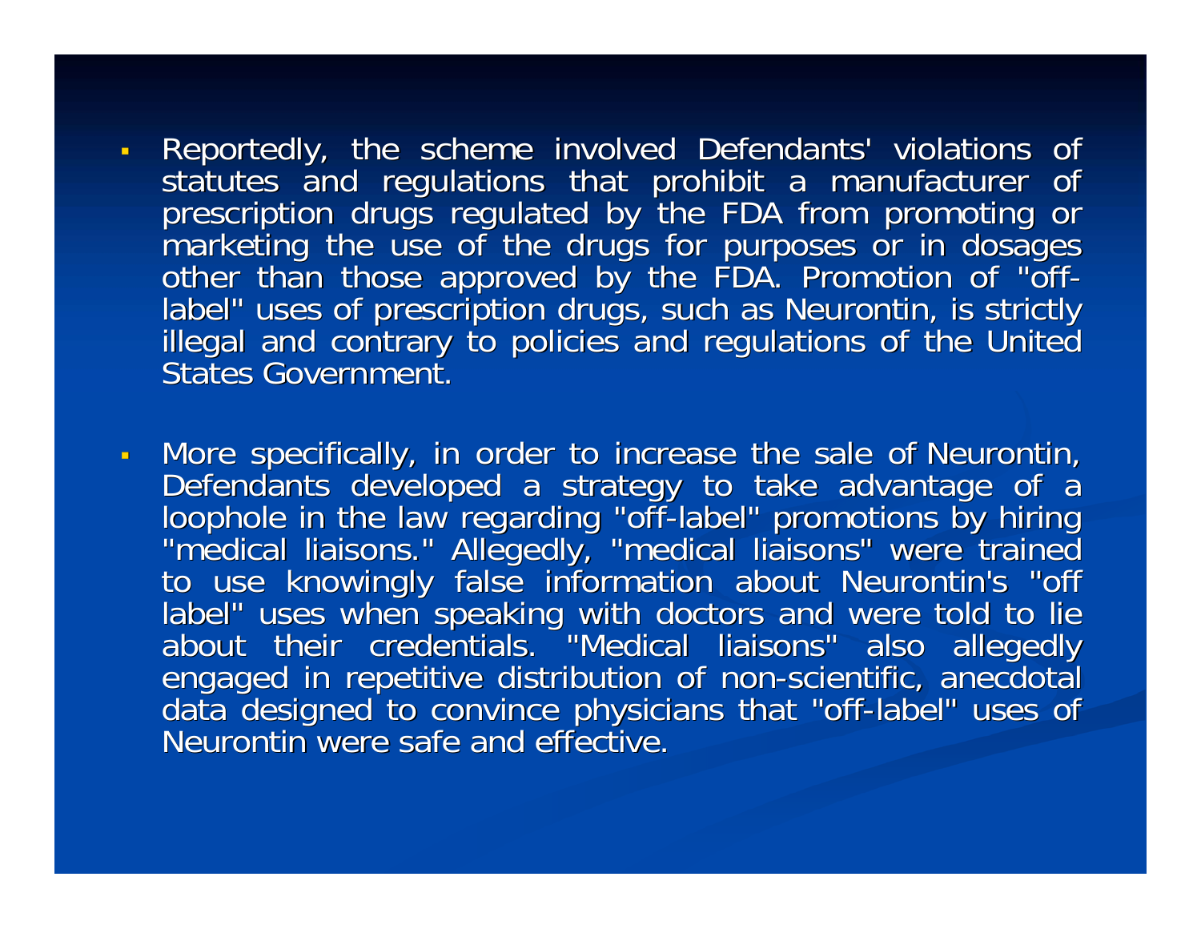- Reportedly, the scheme involved Defendants' violations of statutes and regulations that prohibit a manufacturer of prescription drugs regulated by the FDA from promoting or marketing the use of the drugs for purposes or in dosages other than those approved by the FDA. Promotion of "off-label" uses of prescription drugs, such as Neurontin, is strictly illegal and contrary to policies and regulations of the United States Government.

- More specifically, in order to increase the sale of Neurontin, Defendants developed a strategy to take advantage of a loophole in the law regarding "off-label" promotions by hiring "medical liaisons." Allegedly, "medical liaisons" were trained to use knowingly false information about Neurontin's "off label" uses when speaking with doctors and were told to lie about their credentials. "Medical liaisons" also allegedly engaged in repetitive distribution of non-scientific, anecdotal data designed to convince physicians that "off-label" uses of Neurontin were safe and effective.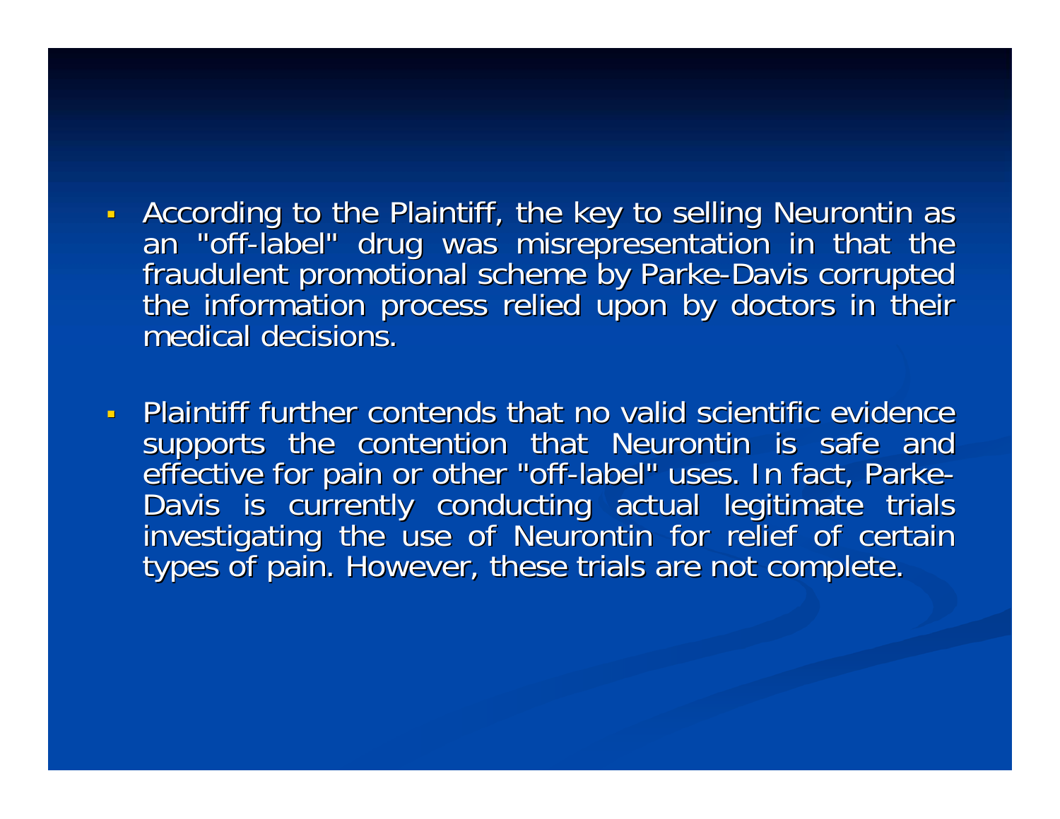- According to the Plaintiff, the key to selling Neurontin as an "off-label" drug was misrepresentation in that the fraudulent promotional scheme by Parke-Davis corrupted the information process relied upon by doctors in their medical decisions.

- Plaintiff further contends that no valid scientific evidence supports the contention that Neurontin is safe and effective for pain or other "off-label" uses. In fact, Parke-Davis is currently conducting actual legitimate trials investigating the use of Neurontin for relief of certain types of pain. However, these trials are not complete.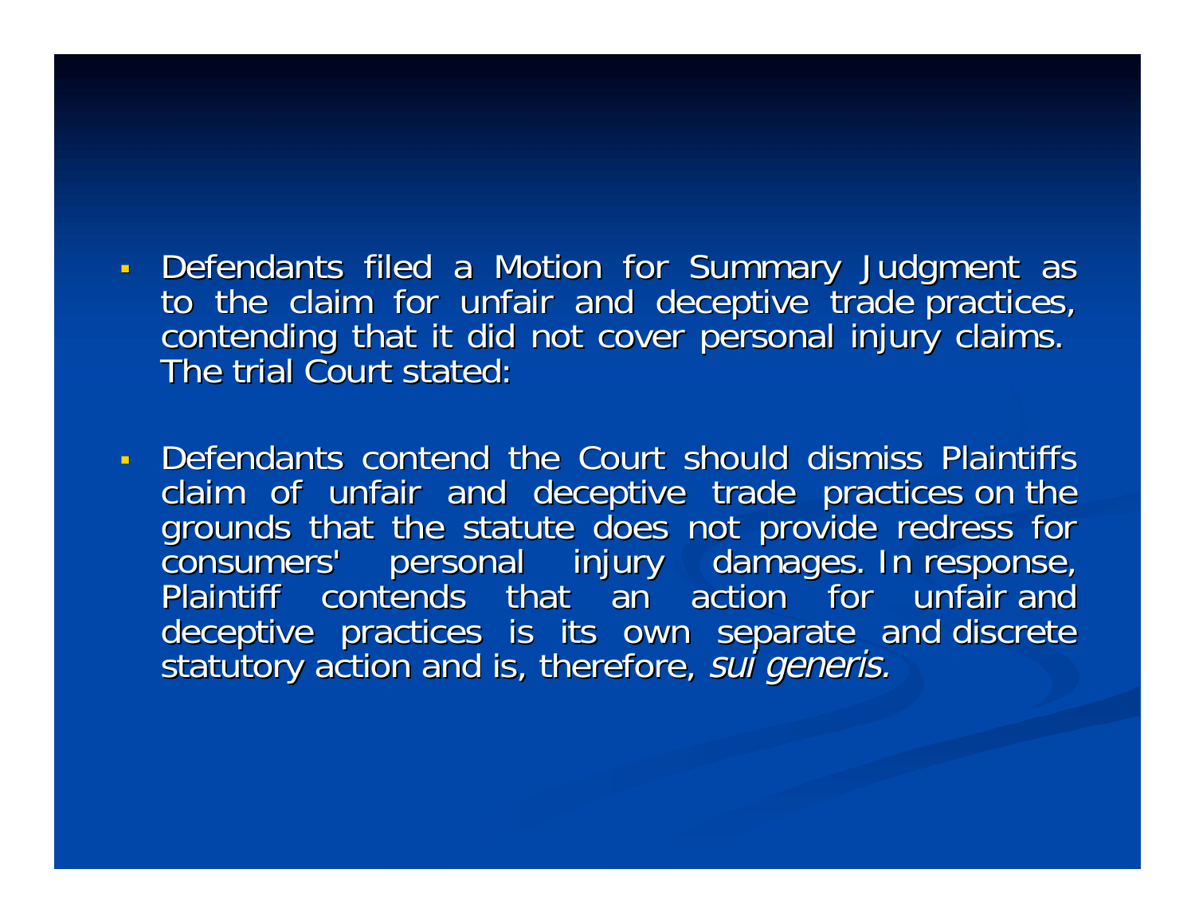- Defendants filed a Motion for Summary Judgment as to the claim for unfair and deceptive trade practices, contending that it did not cover personal injury claims. The trial Court stated:

- Defendants contend the Court should dismiss Plaintiffs claim of unfair and deceptive trade practices on the grounds that the statute does not provide redress for consumers' personal injury damages. In response, Plaintiff contends that an action for unfair and deceptive practices is its own separate and discrete statutory action and is, therefore, *sui generis.*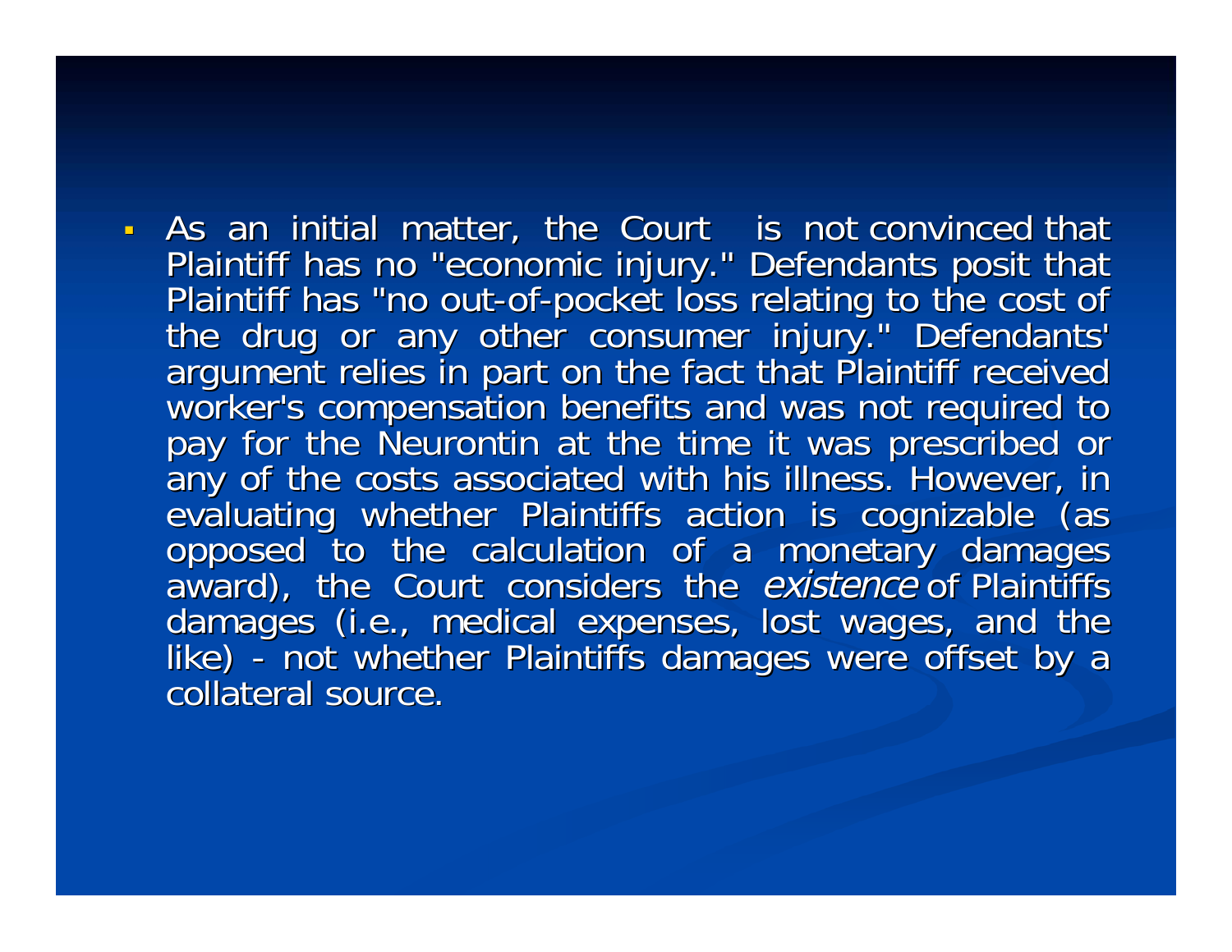- As an initial matter, the Court is not convinced that Plaintiff has no "economic injury." Defendants posit that Plaintiff has "no out-of-pocket loss relating to the cost of the drug or any other consumer injury." Defendants' argument relies in part on the fact that Plaintiff received worker's compensation benefits and was not required to pay for the Neurontin at the time it was prescribed or any of the costs associated with his illness. However, in evaluating whether Plaintiffs action is cognizable (as opposed to the calculation of a monetary damages award), the Court considers the *existence* of Plaintiffs damages (i.e., medical expenses, lost wages, and the like) - not whether Plaintiffs damages were offset by a collateral source.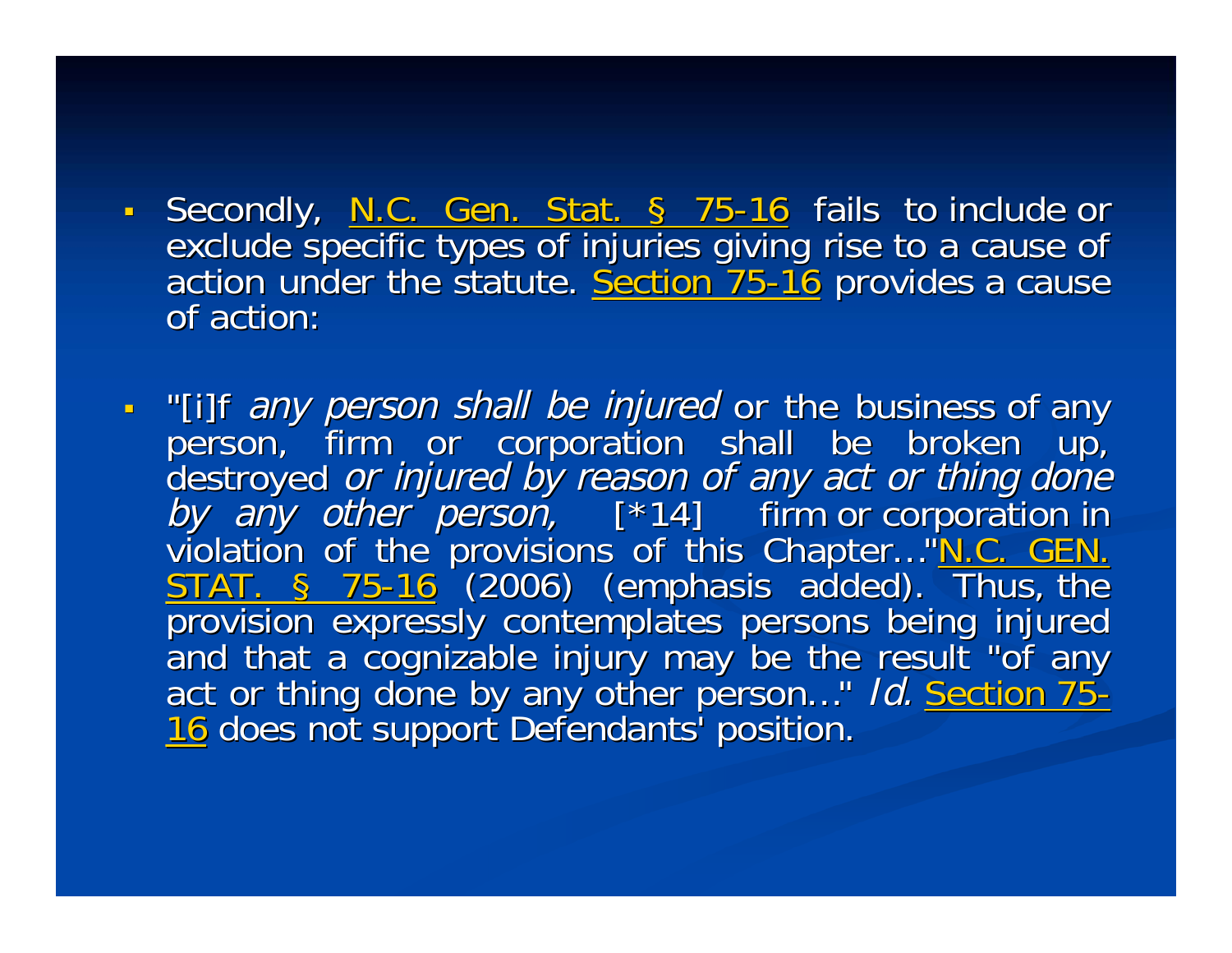- Secondly, N.C. Gen. Stat. § 75-16 fails to include or exclude specific types of injuries giving rise to a cause of action under the statute. Section 75-16 provides a cause of action:

- "[i]f *any person shall be injured* or the business of any person, firm or corporation shall be broken up, destroyed *or injured by reason of any act or thing done by any other person,* [*14] firm or corporation in violation of the provisions of this Chapter..."N.C. GEN. STAT. § 75-16 (2006) (emphasis added). Thus, the provision expressly contemplates persons being injured and that a cognizable injury may be the result "of any act or thing done by any other person..." *Id.* Section 75-16 does not support Defendants' position.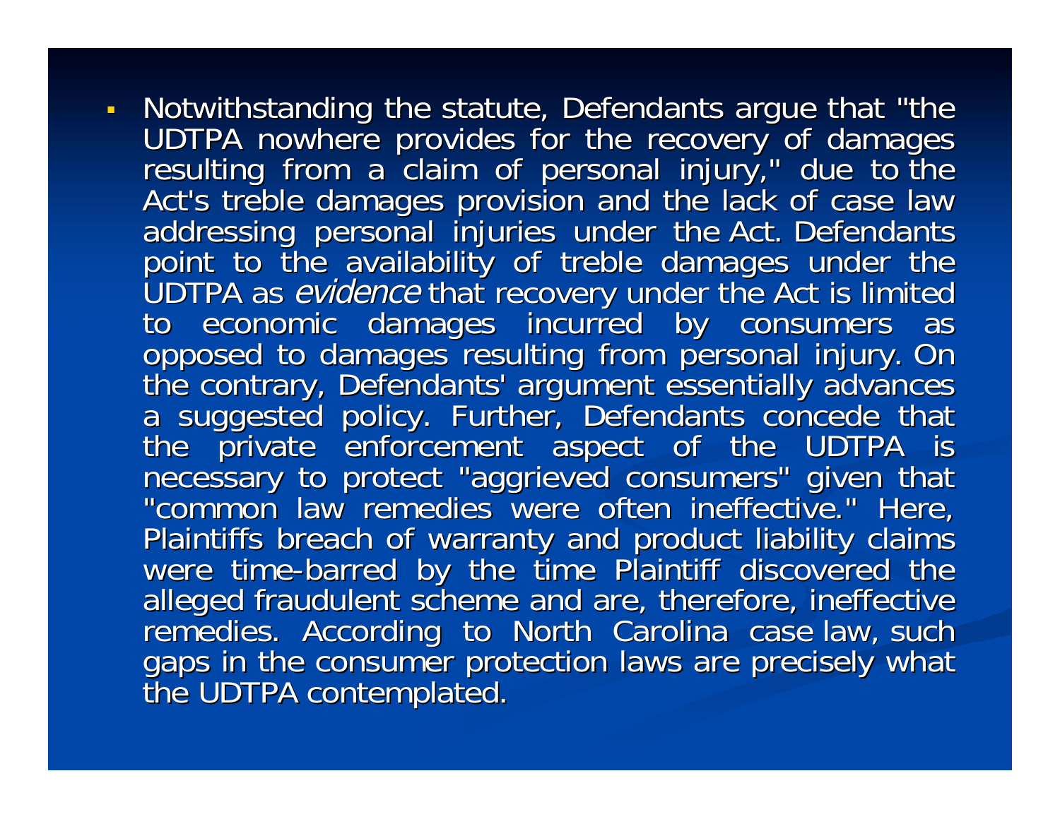- Notwithstanding the statute, Defendants argue that "the UDTPA nowhere provides for the recovery of damages resulting from a claim of personal injury," due to the Act's treble damages provision and the lack of case law addressing personal injuries under the Act. Defendants point to the availability of treble damages under the UDTPA as *evidence* that recovery under the Act is limited to economic damages incurred by consumers as opposed to damages resulting from personal injury. On the contrary, Defendants' argument essentially advances a suggested policy. Further, Defendants concede that the private enforcement aspect of the UDTPA is necessary to protect "aggrieved consumers" given that "common law remedies were often ineffective." Here, Plaintiffs breach of warranty and product liability claims were time-barred by the time Plaintiff discovered the alleged fraudulent scheme and are, therefore, ineffective remedies. According to North Carolina case law, such gaps in the consumer protection laws are precisely what the UDTPA contemplated.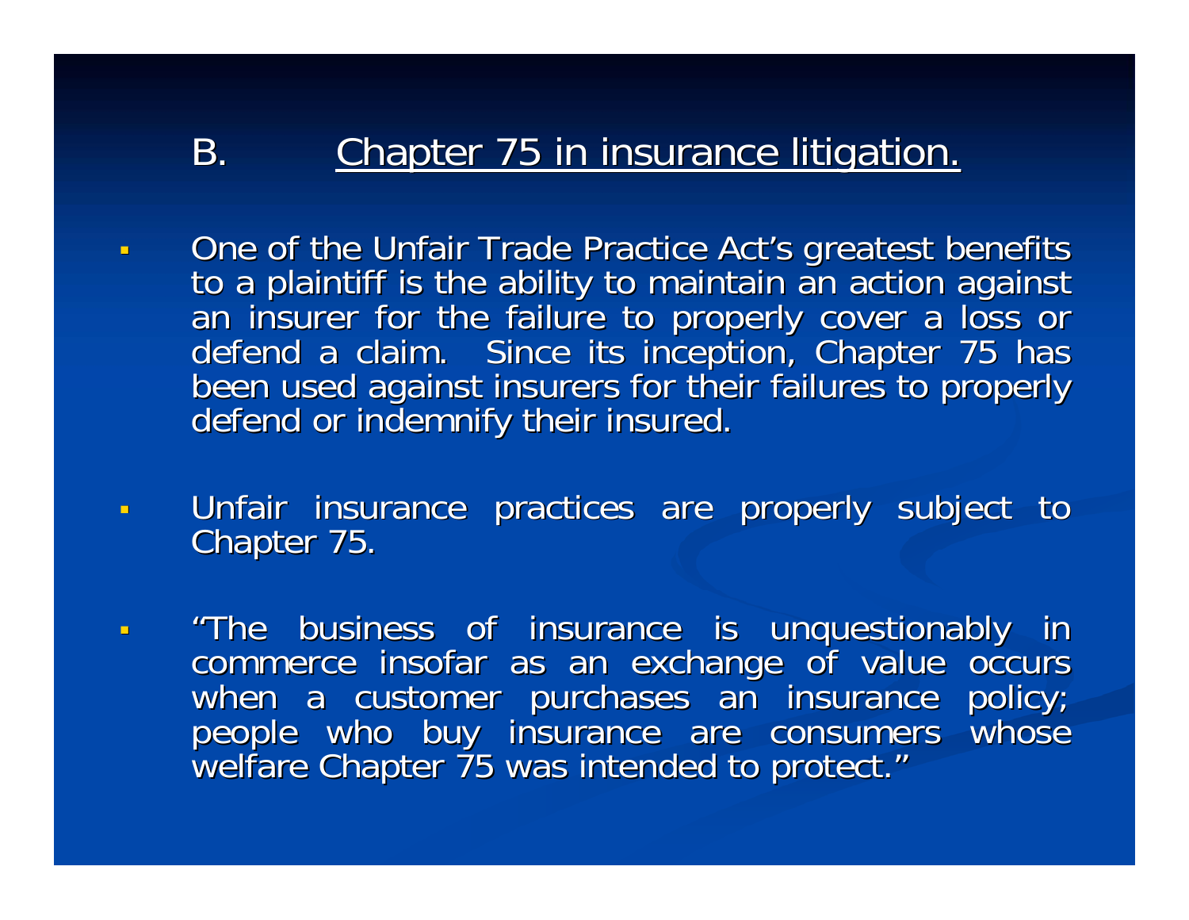## B. Chapter 75 in insurance litigation.

- One of the Unfair Trade Practice Act's greatest benefits to a plaintiff is the ability to maintain an action against an insurer for the failure to properly cover a loss or defend a claim. Since its inception, Chapter 75 has been used against insurers for their failures to properly defend or indemnify their insured.

- Unfair insurance practices are properly subject to Chapter 75.

- "The business of insurance is unquestionably in commerce insofar as an exchange of value occurs when a customer purchases an insurance policy; people who buy insurance are consumers whose welfare Chapter 75 was intended to protect."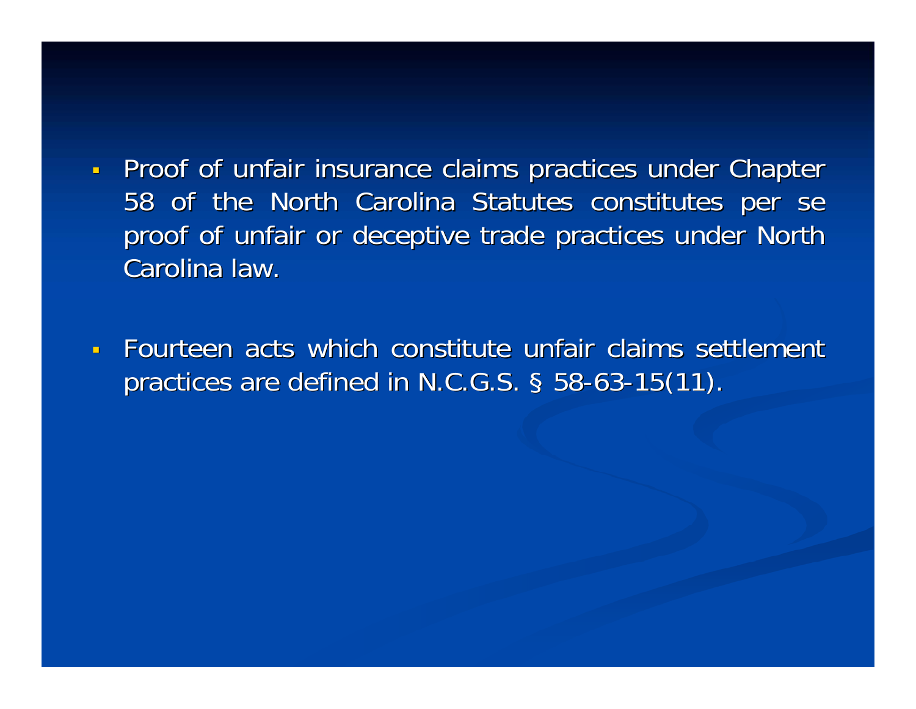- Proof of unfair insurance claims practices under Chapter 58 of the North Carolina Statutes constitutes per se proof of unfair or deceptive trade practices under North Carolina law.

- Fourteen acts which constitute unfair claims settlement practices are defined in N.C.G.S. § 58-63-15(11).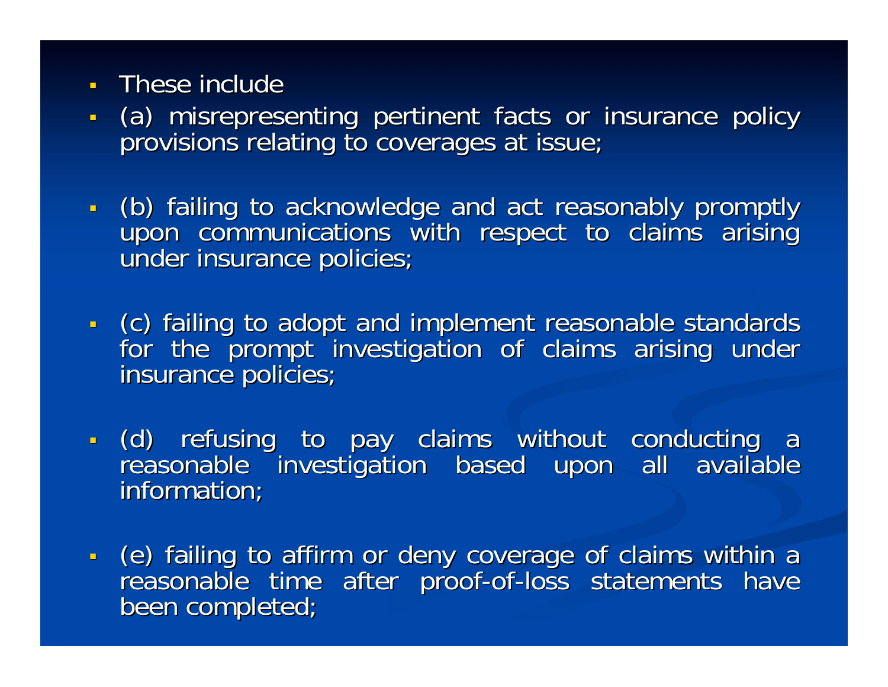- These include
- (a) misrepresenting pertinent facts or insurance policy provisions relating to coverages at issue;
- (b) failing to acknowledge and act reasonably promptly upon communications with respect to claims arising under insurance policies;
- (c) failing to adopt and implement reasonable standards for the prompt investigation of claims arising under insurance policies;
- (d) refusing to pay claims without conducting a reasonable investigation based upon all available information;
- (e) failing to affirm or deny coverage of claims within a reasonable time after proof-of-loss statements have been completed;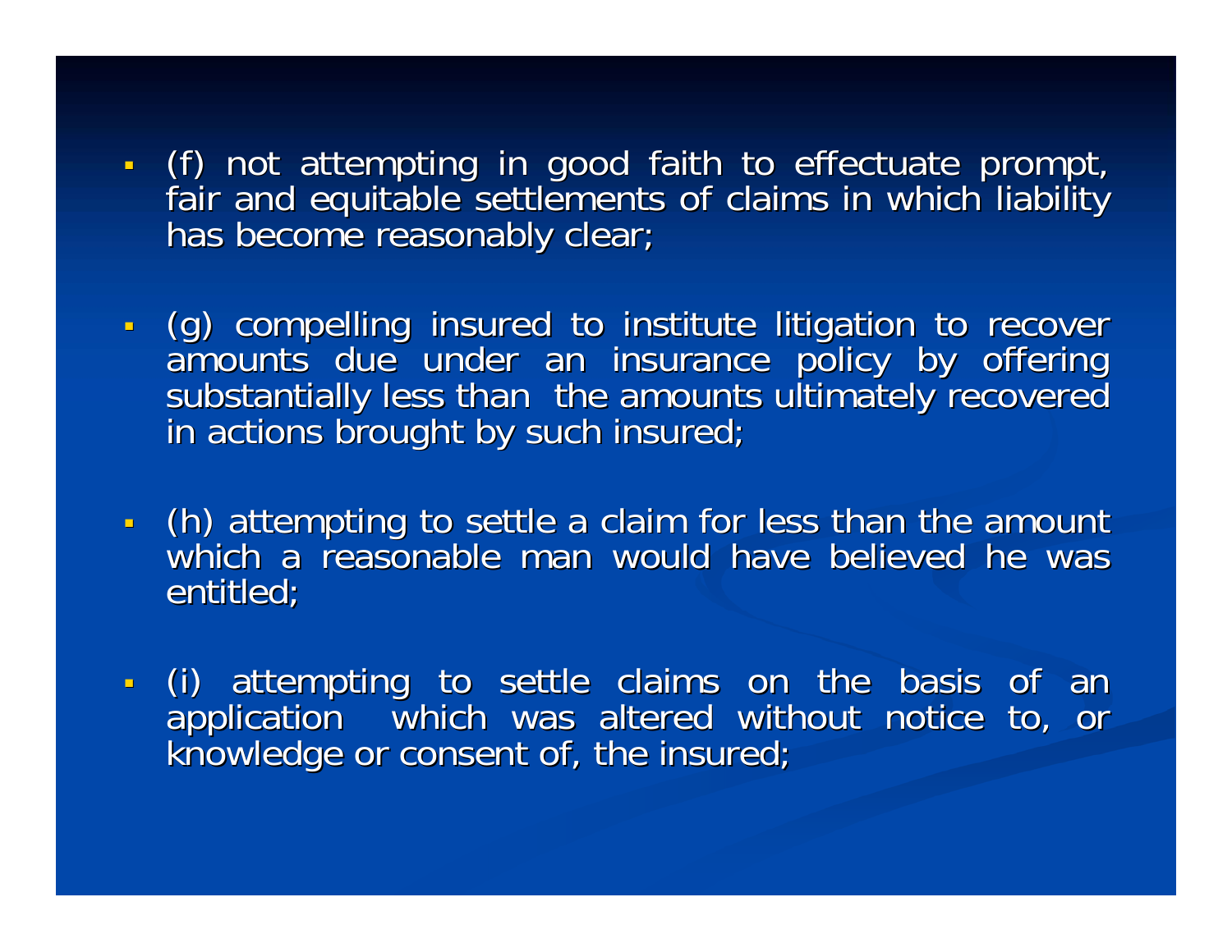- (f) not attempting in good faith to effectuate prompt, fair and equitable settlements of claims in which liability has become reasonably clear;

- (g) compelling insured to institute litigation to recover amounts due under an insurance policy by offering substantially less than the amounts ultimately recovered in actions brought by such insured;

- (h) attempting to settle a claim for less than the amount which a reasonable man would have believed he was entitled;

- (i) attempting to settle claims on the basis of an application which was altered without notice to, or knowledge or consent of, the insured;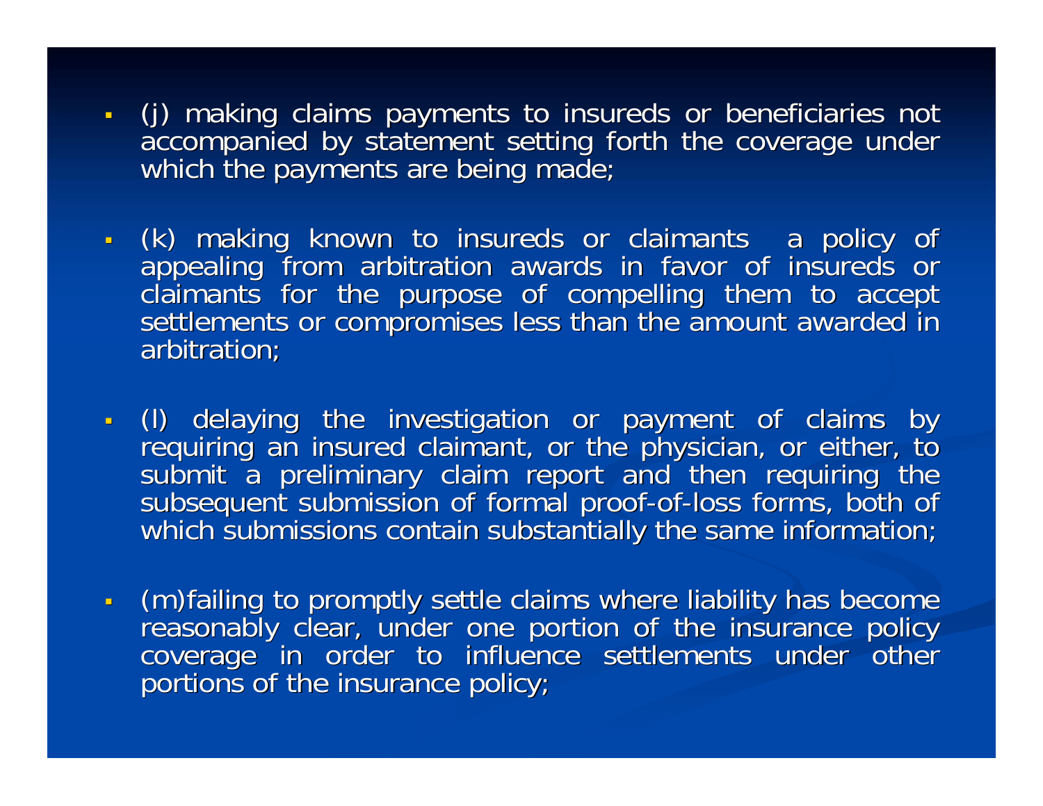- (j) making claims payments to insureds or beneficiaries not accompanied by statement setting forth the coverage under which the payments are being made;

- (k) making known to insureds or claimants a policy of appealing from arbitration awards in favor of insureds or claimants for the purpose of compelling them to accept settlements or compromises less than the amount awarded in arbitration;

- (l) delaying the investigation or payment of claims by requiring an insured claimant, or the physician, or either, to submit a preliminary claim report and then requiring the subsequent submission of formal proof-of-loss forms, both of which submissions contain substantially the same information;

- (m)failing to promptly settle claims where liability has become reasonably clear, under one portion of the insurance policy coverage in order to influence settlements under other portions of the insurance policy;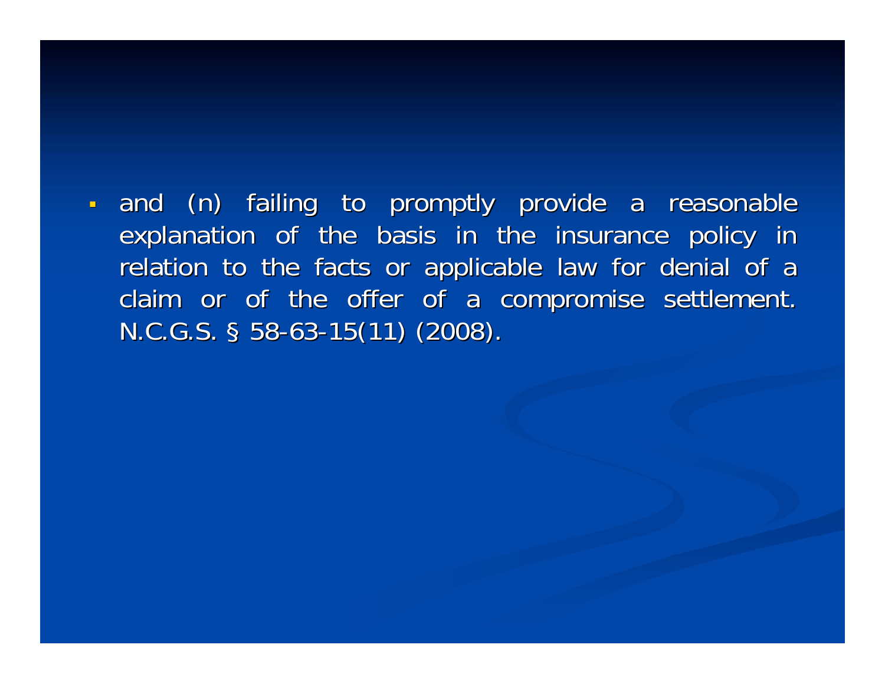- and (n) failing to promptly provide a reasonable explanation of the basis in the insurance policy in relation to the facts or applicable law for denial of a claim or of the offer of a compromise settlement. N.C.G.S. § 58-63-15(11) (2008).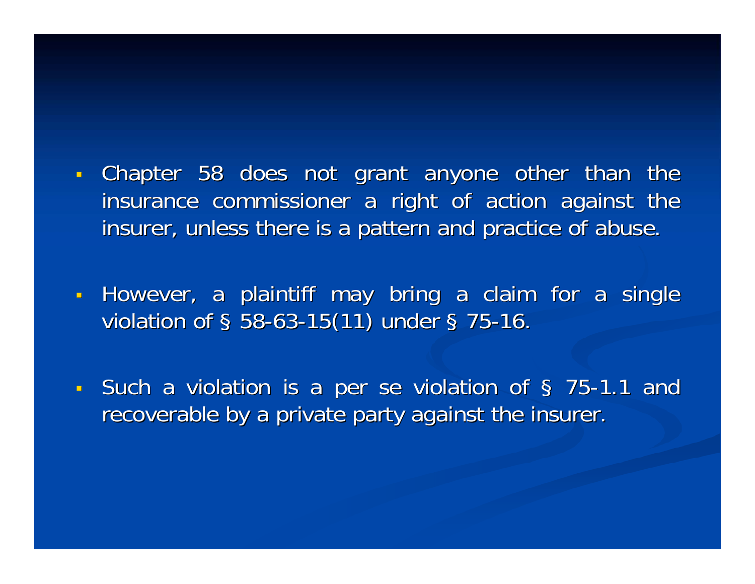- Chapter 58 does not grant anyone other than the insurance commissioner a right of action against the insurer, unless there is a pattern and practice of abuse.
- However, a plaintiff may bring a claim for a single violation of § 58-63-15(11) under § 75-16.
- Such a violation is a per se violation of § 75-1.1 and recoverable by a private party against the insurer.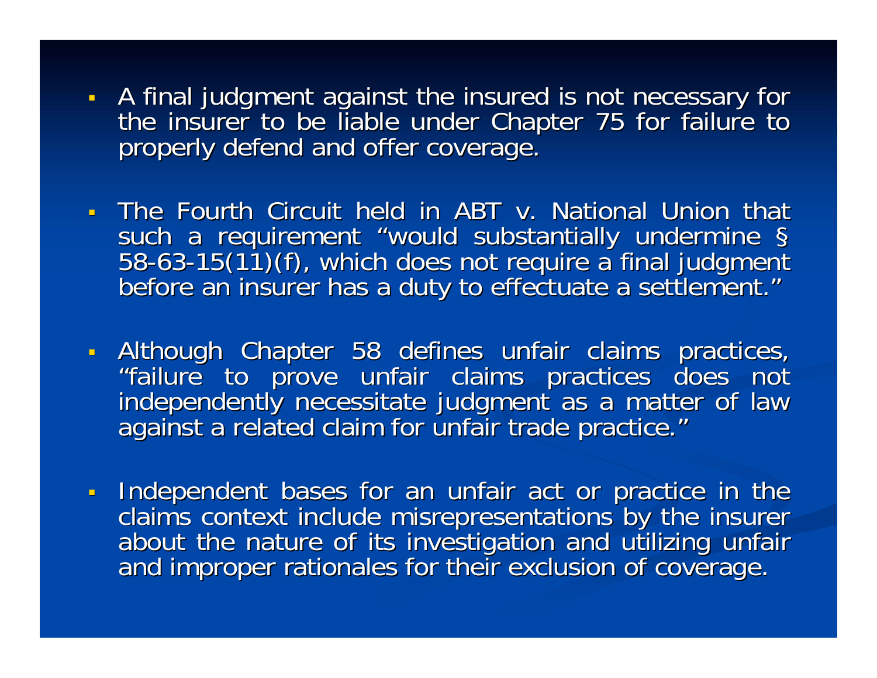- A final judgment against the insured is not necessary for the insurer to be liable under Chapter 75 for failure to properly defend and offer coverage.

- The Fourth Circuit held in ABT v. National Union that such a requirement "would substantially undermine § 58-63-15(11)(f), which does not require a final judgment before an insurer has a duty to effectuate a settlement."

- Although Chapter 58 defines unfair claims practices, "failure to prove unfair claims practices does not independently necessitate judgment as a matter of law against a related claim for unfair trade practice."

- Independent bases for an unfair act or practice in the claims context include misrepresentations by the insurer about the nature of its investigation and utilizing unfair and improper rationales for their exclusion of coverage.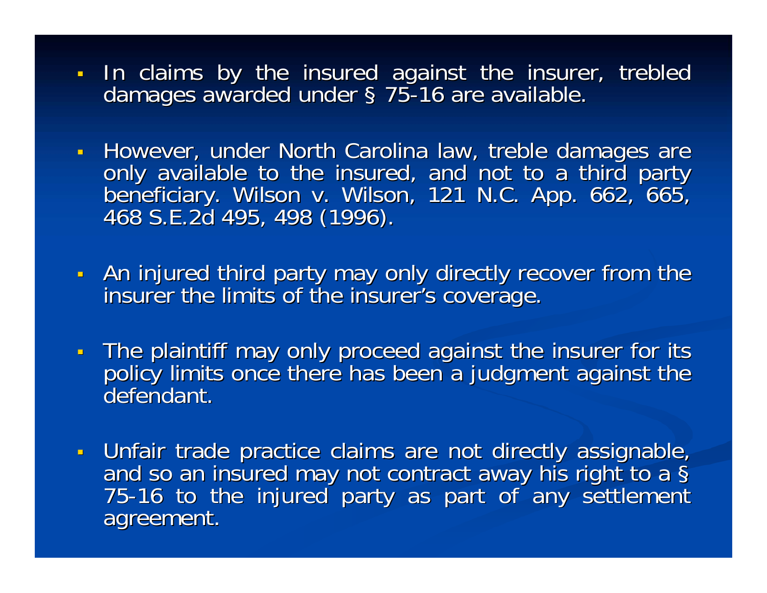- In claims by the insured against the insurer, trebled damages awarded under § 75-16 are available.
- However, under North Carolina law, treble damages are only available to the insured, and not to a third party beneficiary. Wilson v. Wilson, 121 N.C. App. 662, 665, 468 S.E.2d 495, 498 (1996).
- An injured third party may only directly recover from the insurer the limits of the insurer's coverage.
- The plaintiff may only proceed against the insurer for its policy limits once there has been a judgment against the defendant.
- Unfair trade practice claims are not directly assignable, and so an insured may not contract away his right to a § 75-16 to the injured party as part of any settlement agreement.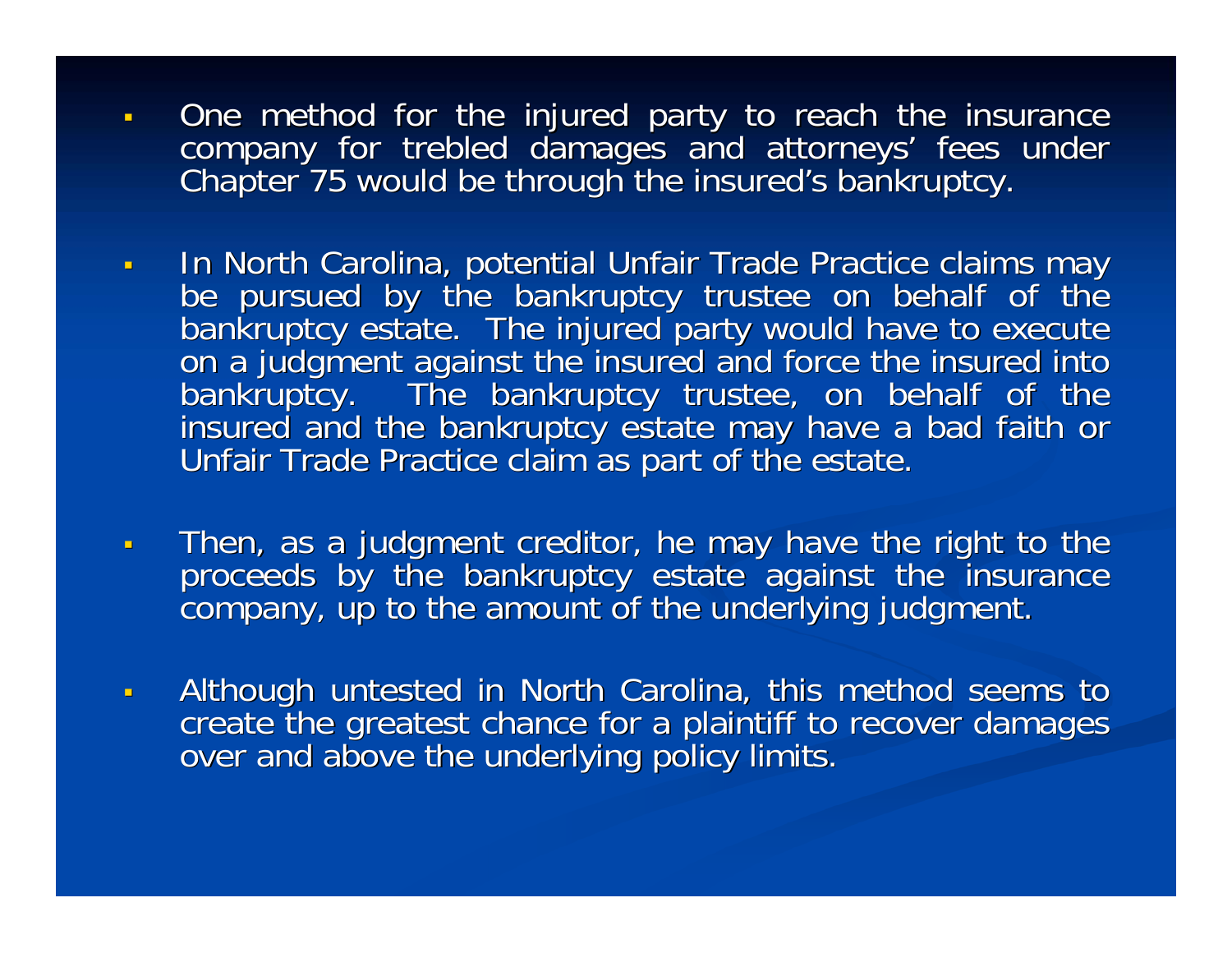- One method for the injured party to reach the insurance company for trebled damages and attorneys' fees under Chapter 75 would be through the insured's bankruptcy.

- In North Carolina, potential Unfair Trade Practice claims may be pursued by the bankruptcy trustee on behalf of the bankruptcy estate. The injured party would have to execute on a judgment against the insured and force the insured into bankruptcy. The bankruptcy trustee, on behalf of the insured and the bankruptcy estate may have a bad faith or Unfair Trade Practice claim as part of the estate.

- Then, as a judgment creditor, he may have the right to the proceeds by the bankruptcy estate against the insurance company, up to the amount of the underlying judgment.

- Although untested in North Carolina, this method seems to create the greatest chance for a plaintiff to recover damages over and above the underlying policy limits.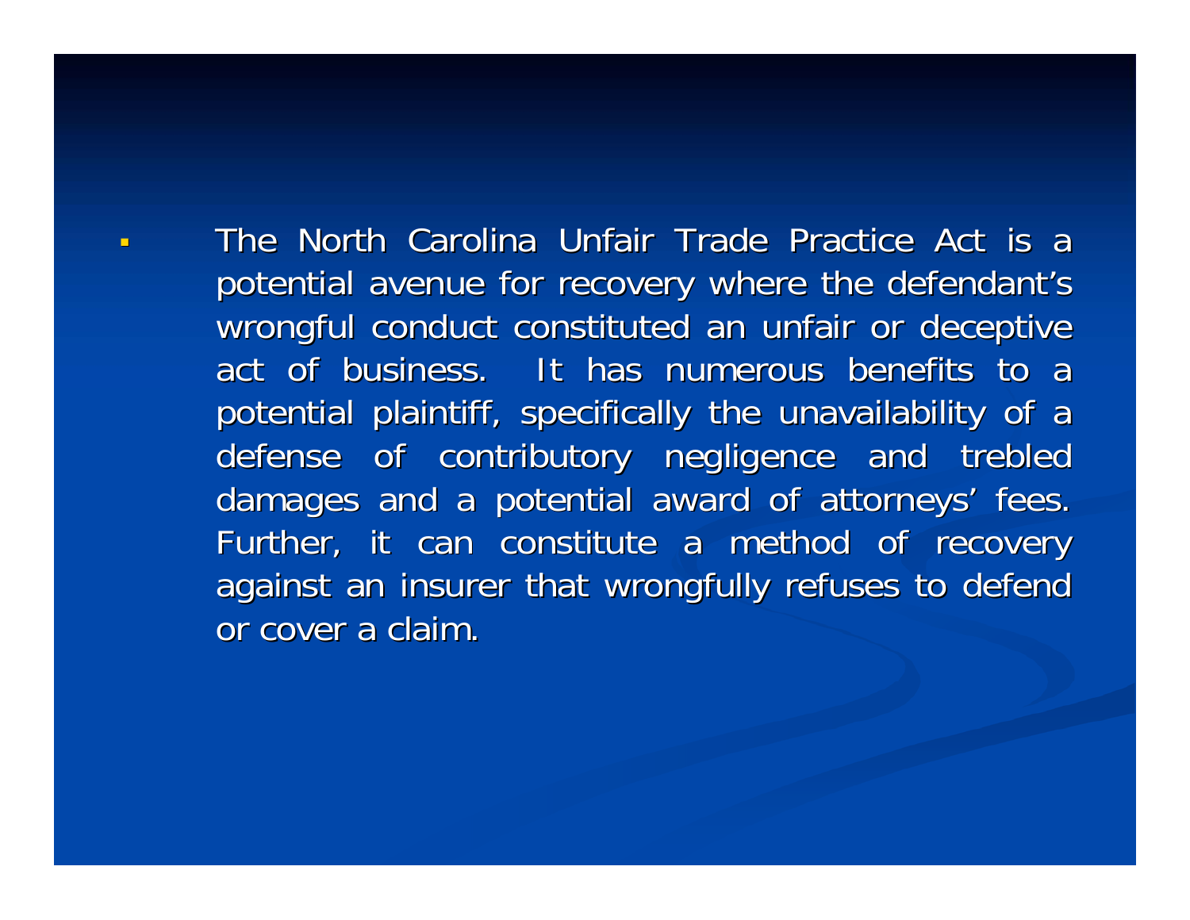- The North Carolina Unfair Trade Practice Act is a potential avenue for recovery where the defendant's wrongful conduct constituted an unfair or deceptive act of business. It has numerous benefits to a potential plaintiff, specifically the unavailability of a defense of contributory negligence and trebled damages and a potential award of attorneys' fees. Further, it can constitute a method of recovery against an insurer that wrongfully refuses to defend or cover a claim.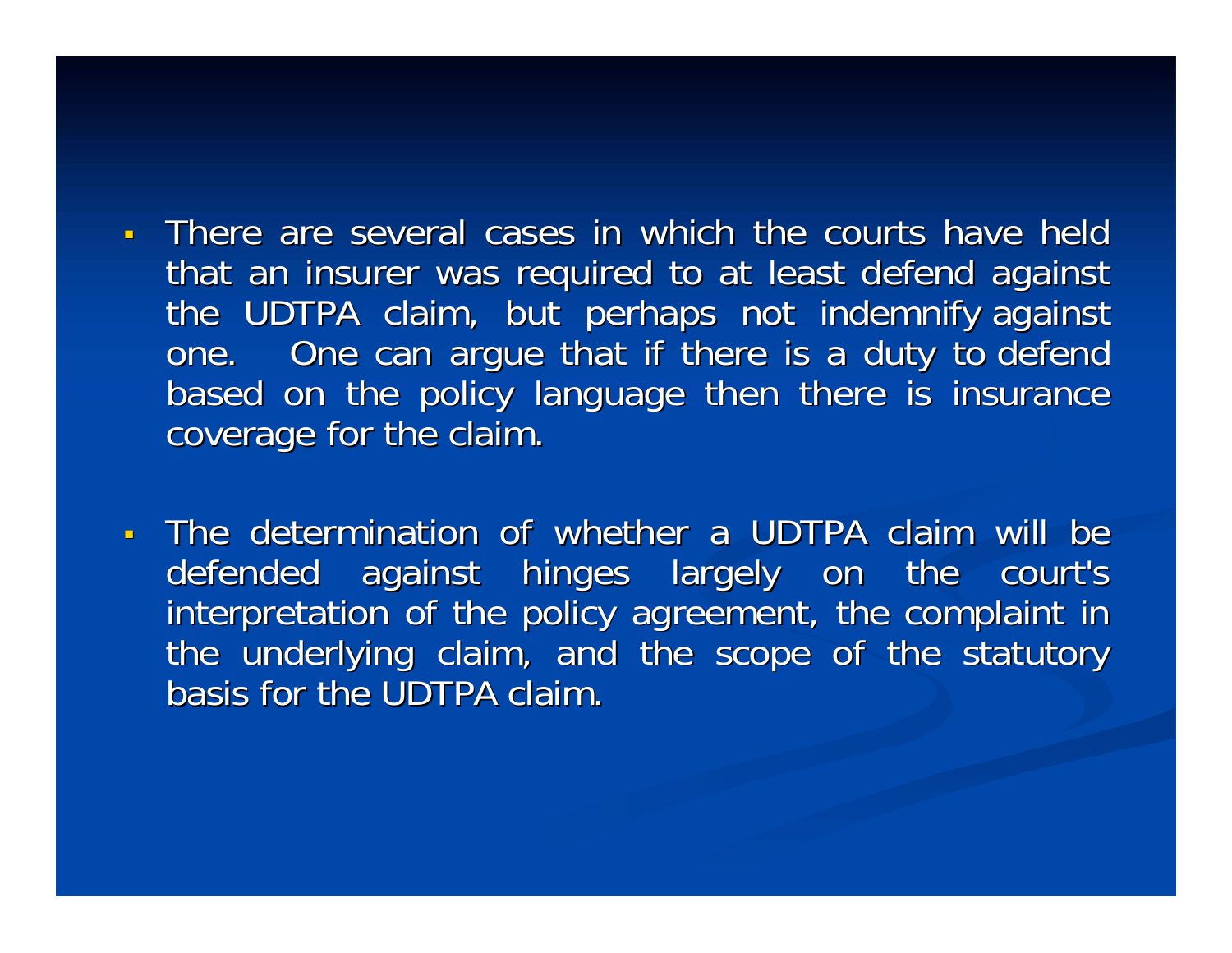- There are several cases in which the courts have held that an insurer was required to at least defend against the UDTPA claim, but perhaps not indemnify against one. One can argue that if there is a duty to defend based on the policy language then there is insurance coverage for the claim.

- The determination of whether a UDTPA claim will be defended against hinges largely on the court's interpretation of the policy agreement, the complaint in the underlying claim, and the scope of the statutory basis for the UDTPA claim.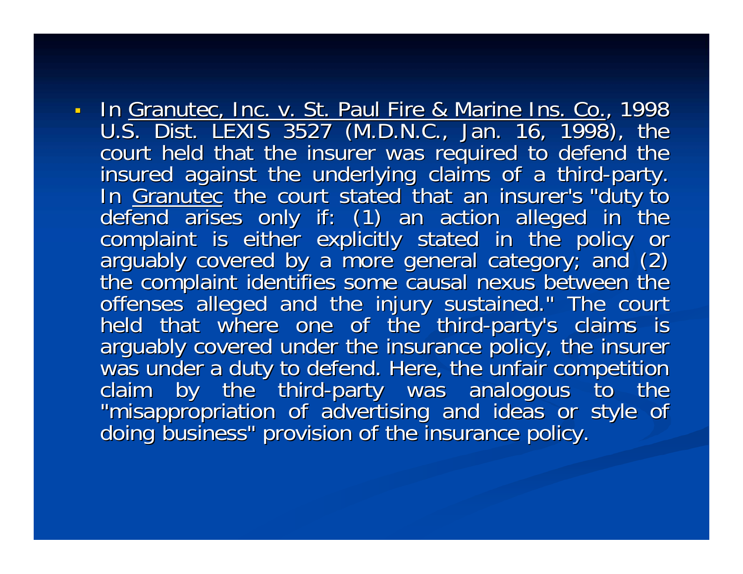- In Granutec, Inc. v. St. Paul Fire & Marine Ins. Co., 1998 U.S. Dist. LEXIS 3527 (M.D.N.C., Jan. 16, 1998), the court held that the insurer was required to defend the insured against the underlying claims of a third-party. In Granutec the court stated that an insurer's "duty to defend arises only if: (1) an action alleged in the complaint is either explicitly stated in the policy or arguably covered by a more general category; and (2) the complaint identifies some causal nexus between the offenses alleged and the injury sustained." The court held that where one of the third-party's claims is arguably covered under the insurance policy, the insurer was under a duty to defend. Here, the unfair competition claim by the third-party was analogous to the "misappropriation of advertising and ideas or style of doing business" provision of the insurance policy.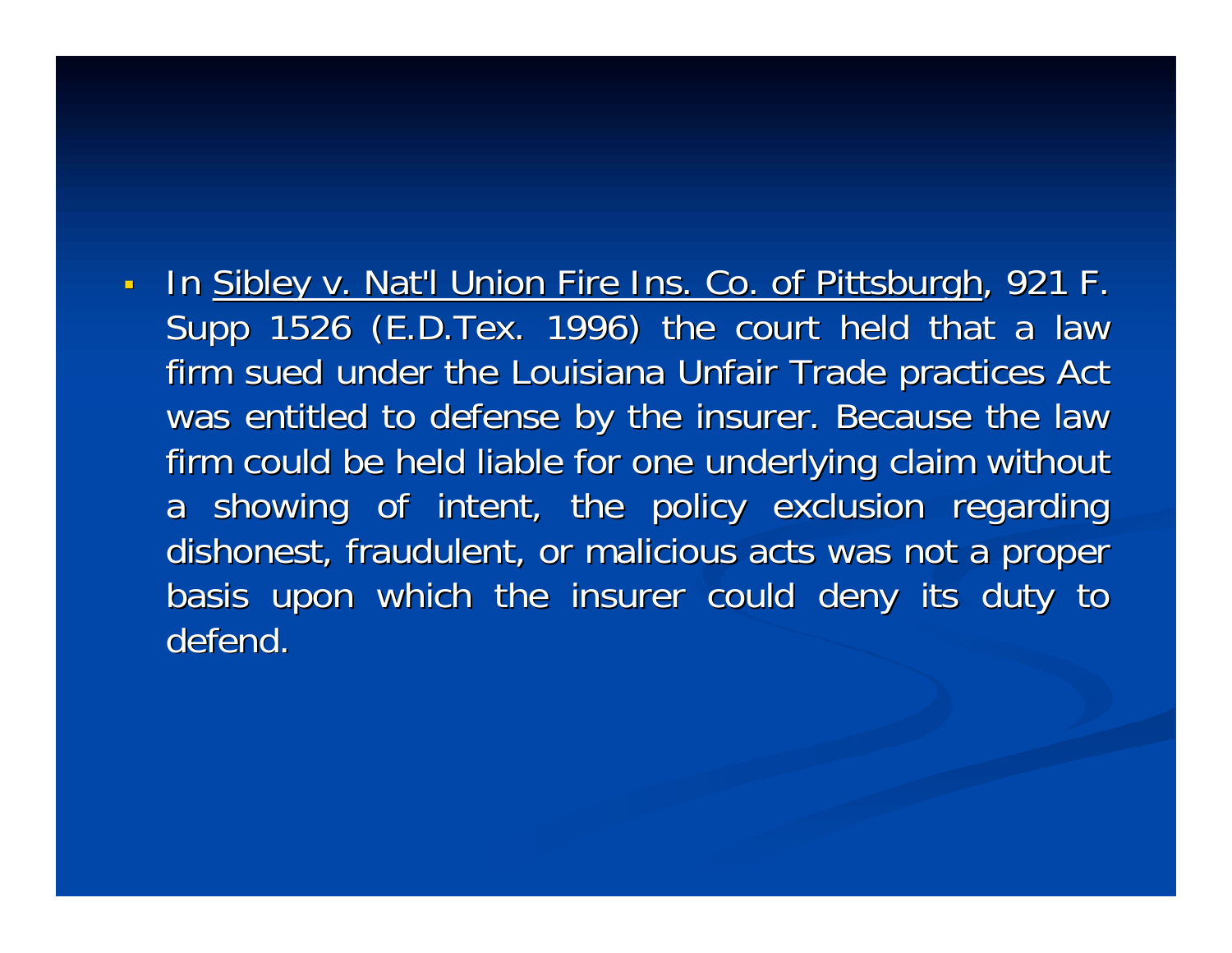- In <u>Sibley v. Nat'l Union Fire Ins. Co. of Pittsburgh</u>, 921 F. Supp 1526 (E.D.Tex. 1996) the court held that a law firm sued under the Louisiana Unfair Trade practices Act was entitled to defense by the insurer. Because the law firm could be held liable for one underlying claim without a showing of intent, the policy exclusion regarding dishonest, fraudulent, or malicious acts was not a proper basis upon which the insurer could deny its duty to defend.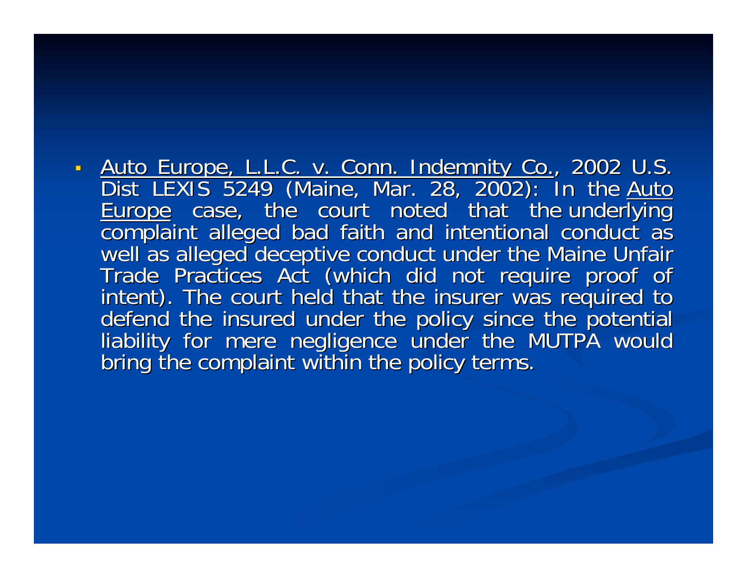- Auto Europe, L.L.C. v. Conn. Indemnity Co., 2002 U.S. Dist LEXIS 5249 (Maine, Mar. 28, 2002): In the Auto Europe case, the court noted that the underlying complaint alleged bad faith and intentional conduct as well as alleged deceptive conduct under the Maine Unfair Trade Practices Act (which did not require proof of intent). The court held that the insurer was required to defend the insured under the policy since the potential liability for mere negligence under the MUTPA would bring the complaint within the policy terms.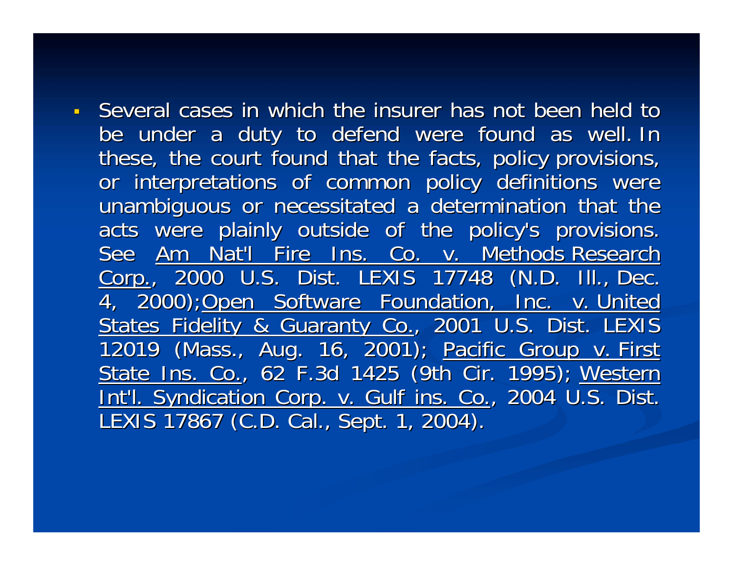- Several cases in which the insurer has not been held to be under a duty to defend were found as well. In these, the court found that the facts, policy provisions, or interpretations of common policy definitions were unambiguous or necessitated a determination that the acts were plainly outside of the policy's provisions. See <u>Am Nat'l Fire Ins. Co. v. Methods Research Corp.</u>, 2000 U.S. Dist. LEXIS 17748 (N.D. Ill., Dec. 4, 2000);<u>Open Software Foundation, Inc. v. United States Fidelity & Guaranty Co.</u>, 2001 U.S. Dist. LEXIS 12019 (Mass., Aug. 16, 2001); <u>Pacific Group v. First State Ins. Co.</u>, 62 F.3d 1425 (9th Cir. 1995); <u>Western Int'l. Syndication Corp. v. Gulf ins. Co.</u>, 2004 U.S. Dist. LEXIS 17867 (C.D. Cal., Sept. 1, 2004).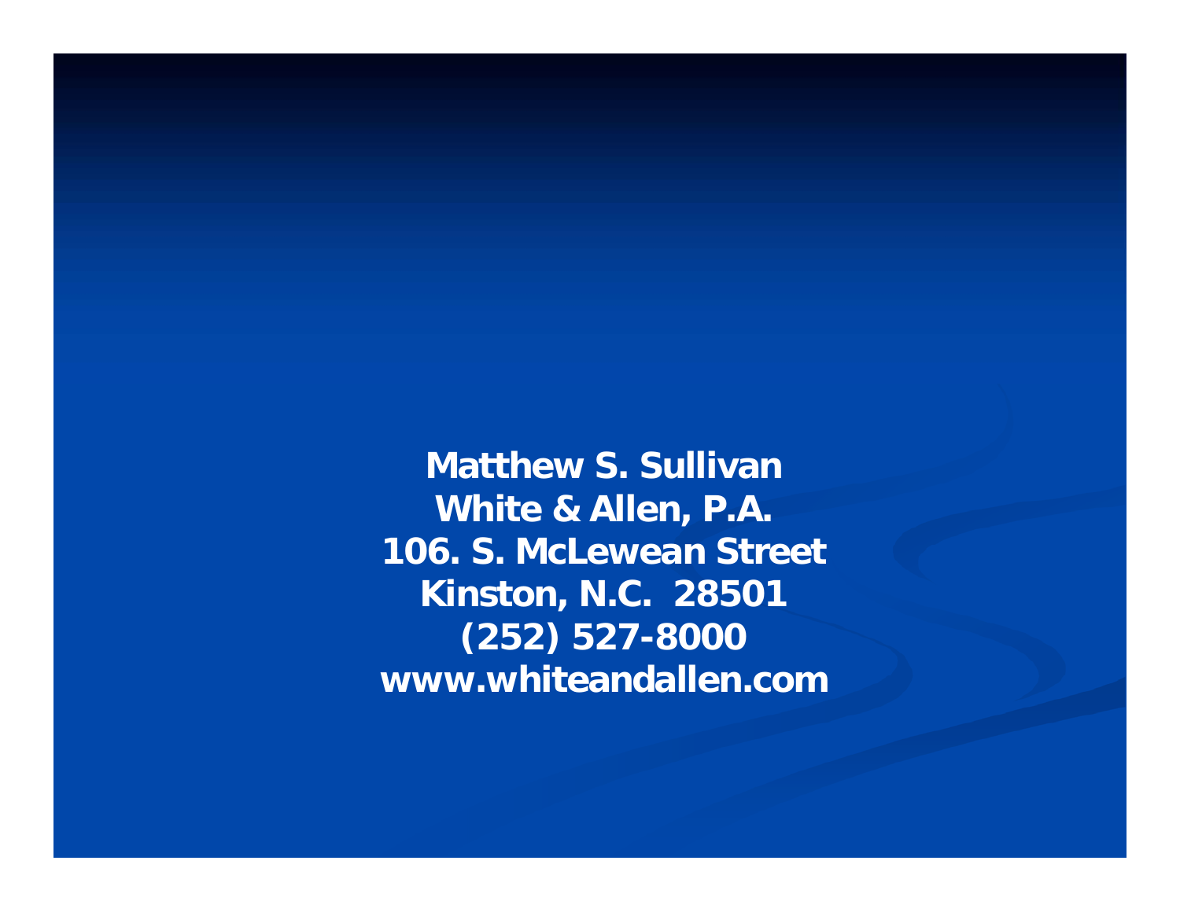**Matthew S. Sullivan**
**White & Allen, P.A.**
**106. S. McLewean Street**
**Kinston, N.C. 28501**
**(252) 527-8000**
**www.whiteandallen.com**